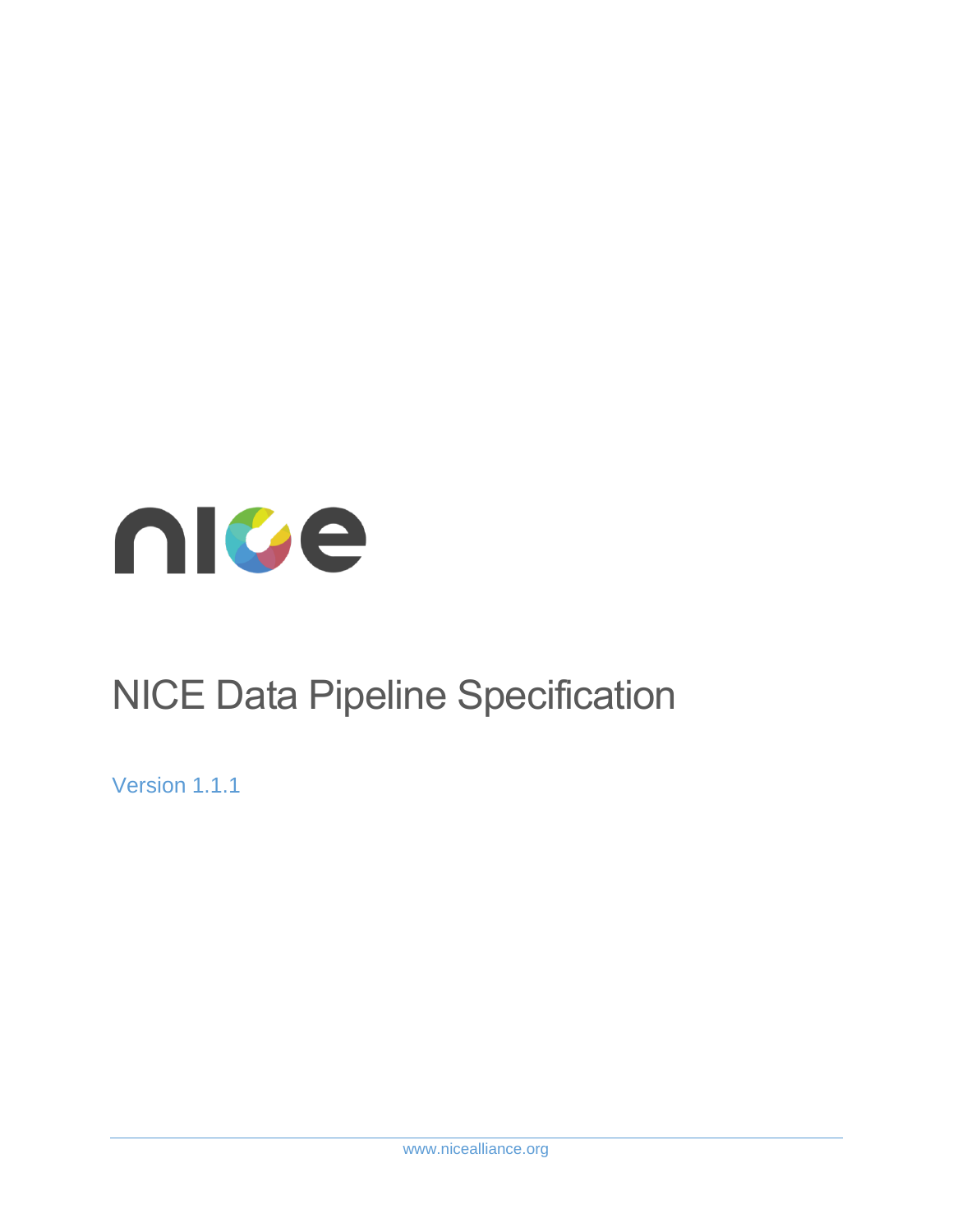# NICE Data Pipeline Specification

Version 1.1.1

www.nicealliance.org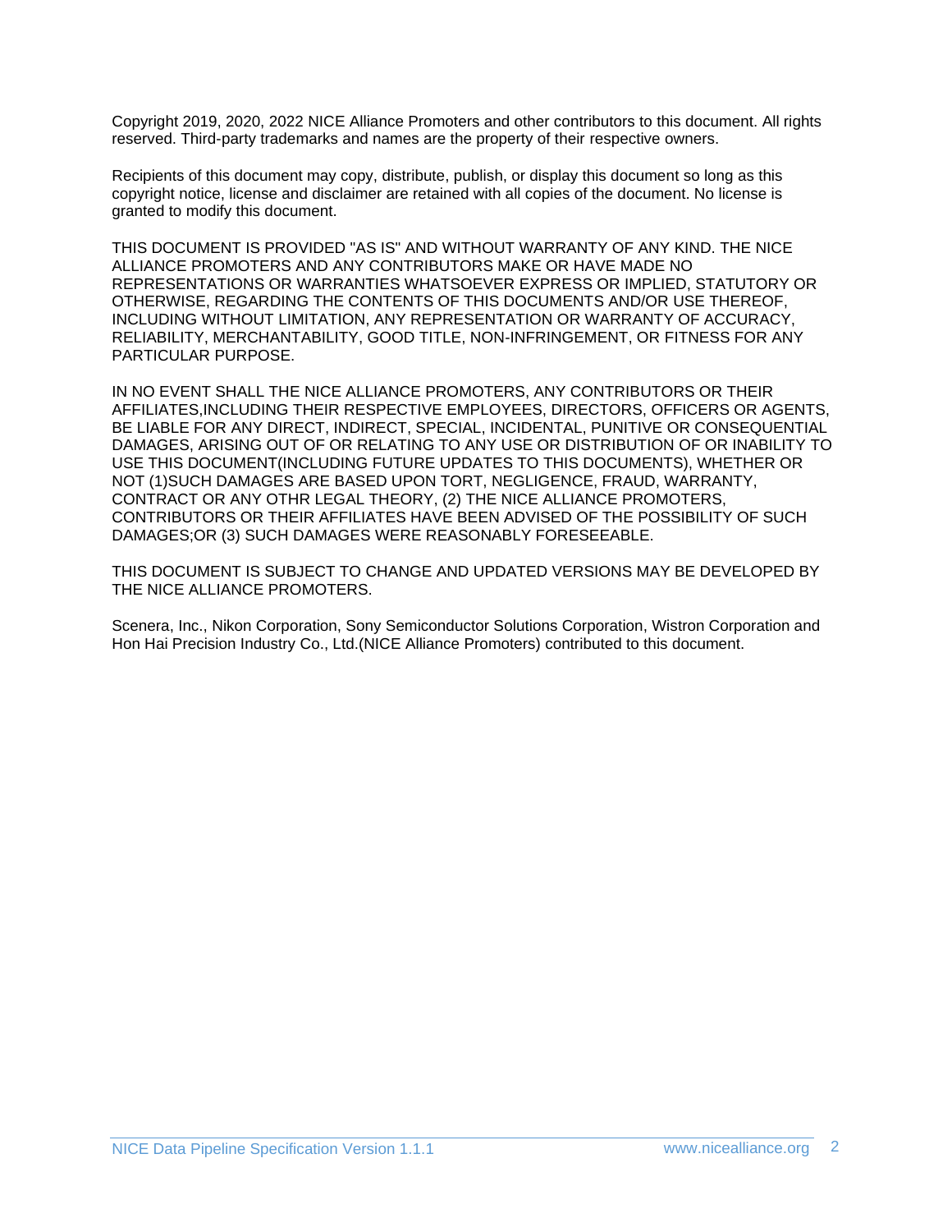Copyright 2019, 2020, 2022 NICE Alliance Promoters and other contributors to this document. All rights reserved. Third-party trademarks and names are the property of their respective owners.

Recipients of this document may copy, distribute, publish, or display this document so long as this copyright notice, license and disclaimer are retained with all copies of the document. No license is granted to modify this document.

THIS DOCUMENT IS PROVIDED "AS IS" AND WITHOUT WARRANTY OF ANY KIND. THE NICE ALLIANCE PROMOTERS AND ANY CONTRIBUTORS MAKE OR HAVE MADE NO REPRESENTATIONS OR WARRANTIES WHATSOEVER EXPRESS OR IMPLIED, STATUTORY OR OTHERWISE, REGARDING THE CONTENTS OF THIS DOCUMENTS AND/OR USE THEREOF, INCLUDING WITHOUT LIMITATION, ANY REPRESENTATION OR WARRANTY OF ACCURACY, RELIABILITY, MERCHANTABILITY, GOOD TITLE, NON-INFRINGEMENT, OR FITNESS FOR ANY PARTICULAR PURPOSE.

IN NO EVENT SHALL THE NICE ALLIANCE PROMOTERS, ANY CONTRIBUTORS OR THEIR AFFILIATES,INCLUDING THEIR RESPECTIVE EMPLOYEES, DIRECTORS, OFFICERS OR AGENTS, BE LIABLE FOR ANY DIRECT, INDIRECT, SPECIAL, INCIDENTAL, PUNITIVE OR CONSEQUENTIAL DAMAGES, ARISING OUT OF OR RELATING TO ANY USE OR DISTRIBUTION OF OR INABILITY TO USE THIS DOCUMENT(INCLUDING FUTURE UPDATES TO THIS DOCUMENTS), WHETHER OR NOT (1)SUCH DAMAGES ARE BASED UPON TORT, NEGLIGENCE, FRAUD, WARRANTY, CONTRACT OR ANY OTHR LEGAL THEORY, (2) THE NICE ALLIANCE PROMOTERS, CONTRIBUTORS OR THEIR AFFILIATES HAVE BEEN ADVISED OF THE POSSIBILITY OF SUCH DAMAGES;OR (3) SUCH DAMAGES WERE REASONABLY FORESEEABLE.

THIS DOCUMENT IS SUBJECT TO CHANGE AND UPDATED VERSIONS MAY BE DEVELOPED BY THE NICE ALLIANCE PROMOTERS.

Scenera, Inc., Nikon Corporation, Sony Semiconductor Solutions Corporation, Wistron Corporation and Hon Hai Precision Industry Co., Ltd.(NICE Alliance Promoters) contributed to this document.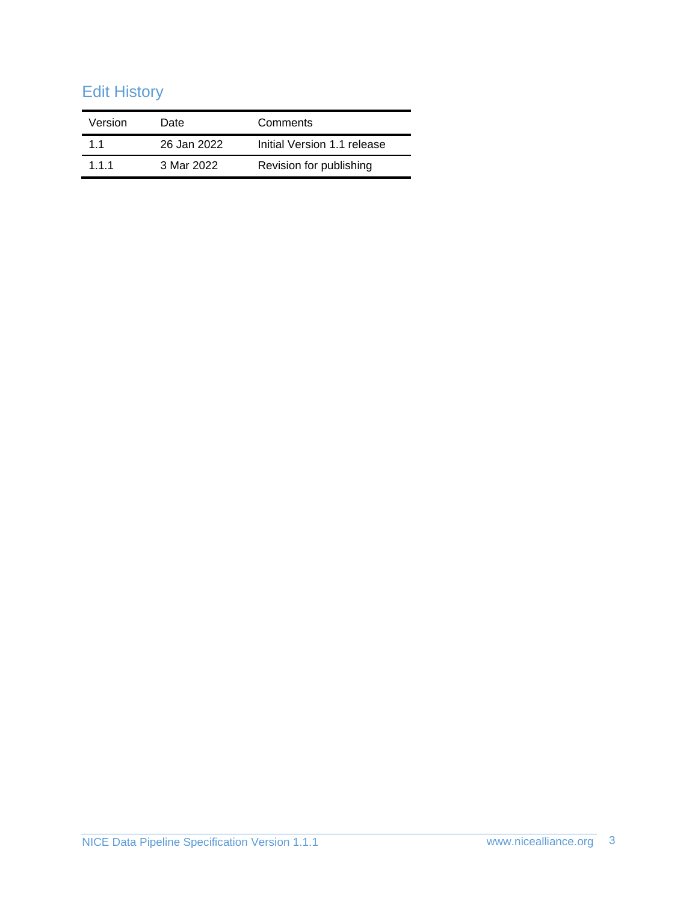## Edit History

| Version | Date | Comments |
|---|---|---|
| 1.1 | 26 Jan 2022 | Initial Version 1.1 release |
| 1.1.1 | 3 Mar 2022 | Revision for publishing |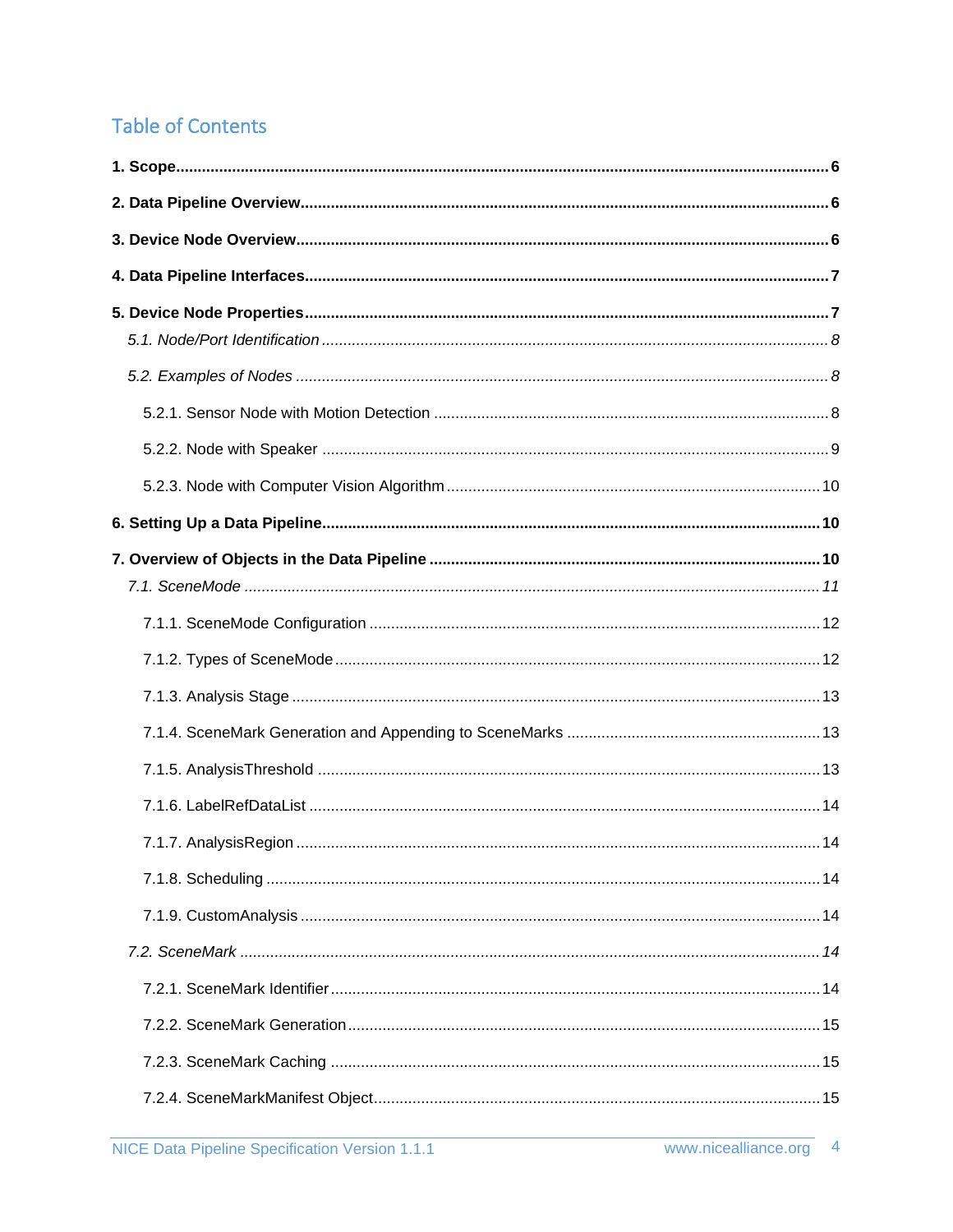## Table of Contents

**1. Scope** ..... **6**

**2. Data Pipeline Overview** ..... **6**

**3. Device Node Overview** ..... **6**

**4. Data Pipeline Interfaces** ..... **7**

**5. Device Node Properties** ..... **7**

*5.1. Node/Port Identification* ..... *8*

*5.2. Examples of Nodes* ..... *8*

5.2.1. Sensor Node with Motion Detection ..... 8

5.2.2. Node with Speaker ..... 9

5.2.3. Node with Computer Vision Algorithm ..... 10

**6. Setting Up a Data Pipeline** ..... **10**

**7. Overview of Objects in the Data Pipeline** ..... **10**

*7.1. SceneMode* ..... *11*

7.1.1. SceneMode Configuration ..... 12

7.1.2. Types of SceneMode ..... 12

7.1.3. Analysis Stage ..... 13

7.1.4. SceneMark Generation and Appending to SceneMarks ..... 13

7.1.5. AnalysisThreshold ..... 13

7.1.6. LabelRefDataList ..... 14

7.1.7. AnalysisRegion ..... 14

7.1.8. Scheduling ..... 14

7.1.9. CustomAnalysis ..... 14

*7.2. SceneMark* ..... *14*

7.2.1. SceneMark Identifier ..... 14

7.2.2. SceneMark Generation ..... 15

7.2.3. SceneMark Caching ..... 15

7.2.4. SceneMarkManifest Object ..... 15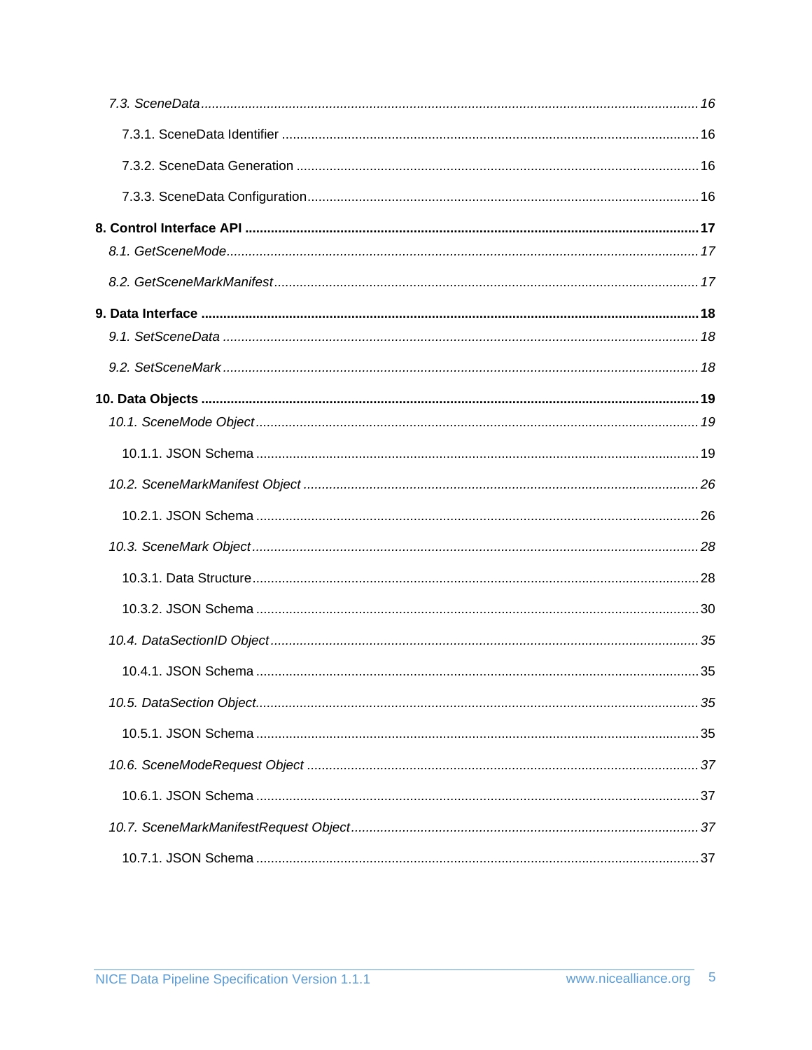*7.3. SceneData* ........................................................................ *16*

7.3.1. SceneData Identifier ........................................................................ 16

7.3.2. SceneData Generation ........................................................................ 16

7.3.3. SceneData Configuration ........................................................................ 16

**8. Control Interface API ........................................................................ 17**

*8.1. GetSceneMode* ........................................................................ *17*

*8.2. GetSceneMarkManifest* ........................................................................ *17*

**9. Data Interface ........................................................................ 18**

*9.1. SetSceneData* ........................................................................ *18*

*9.2. SetSceneMark* ........................................................................ *18*

**10. Data Objects ........................................................................ 19**

*10.1. SceneMode Object* ........................................................................ *19*

10.1.1. JSON Schema ........................................................................ 19

*10.2. SceneMarkManifest Object* ........................................................................ *26*

10.2.1. JSON Schema ........................................................................ 26

*10.3. SceneMark Object* ........................................................................ *28*

10.3.1. Data Structure ........................................................................ 28

10.3.2. JSON Schema ........................................................................ 30

*10.4. DataSectionID Object* ........................................................................ *35*

10.4.1. JSON Schema ........................................................................ 35

*10.5. DataSection Object* ........................................................................ *35*

10.5.1. JSON Schema ........................................................................ 35

*10.6. SceneModeRequest Object* ........................................................................ *37*

10.6.1. JSON Schema ........................................................................ 37

*10.7. SceneMarkManifestRequest Object* ........................................................................ *37*

10.7.1. JSON Schema ........................................................................ 37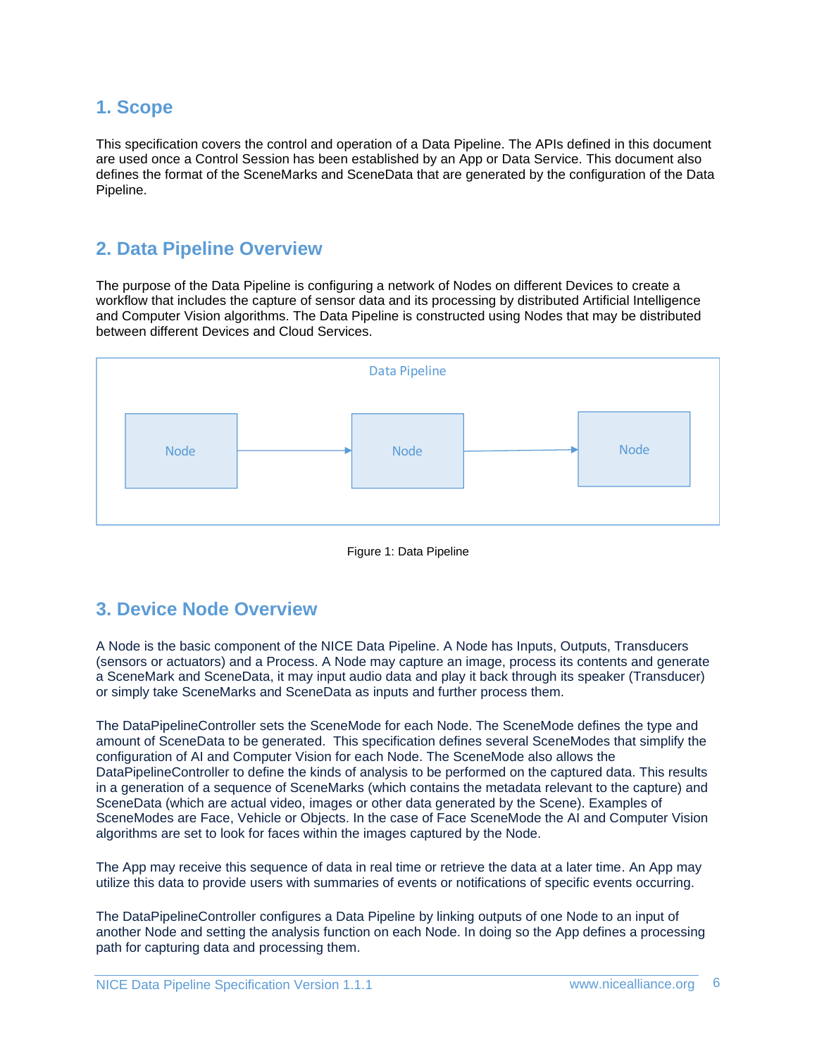## 1. Scope

This specification covers the control and operation of a Data Pipeline. The APIs defined in this document are used once a Control Session has been established by an App or Data Service. This document also defines the format of the SceneMarks and SceneData that are generated by the configuration of the Data Pipeline.

## 2. Data Pipeline Overview

The purpose of the Data Pipeline is configuring a network of Nodes on different Devices to create a workflow that includes the capture of sensor data and its processing by distributed Artificial Intelligence and Computer Vision algorithms. The Data Pipeline is constructed using Nodes that may be distributed between different Devices and Cloud Services.

Data Pipeline

Node → Node → Node

Figure 1: Data Pipeline

## 3. Device Node Overview

A Node is the basic component of the NICE Data Pipeline. A Node has Inputs, Outputs, Transducers (sensors or actuators) and a Process. A Node may capture an image, process its contents and generate a SceneMark and SceneData, it may input audio data and play it back through its speaker (Transducer) or simply take SceneMarks and SceneData as inputs and further process them.

The DataPipelineController sets the SceneMode for each Node. The SceneMode defines the type and amount of SceneData to be generated. This specification defines several SceneModes that simplify the configuration of AI and Computer Vision for each Node. The SceneMode also allows the DataPipelineController to define the kinds of analysis to be performed on the captured data. This results in a generation of a sequence of SceneMarks (which contains the metadata relevant to the capture) and SceneData (which are actual video, images or other data generated by the Scene). Examples of SceneModes are Face, Vehicle or Objects. In the case of Face SceneMode the AI and Computer Vision algorithms are set to look for faces within the images captured by the Node.

The App may receive this sequence of data in real time or retrieve the data at a later time. An App may utilize this data to provide users with summaries of events or notifications of specific events occurring.

The DataPipelineController configures a Data Pipeline by linking outputs of one Node to an input of another Node and setting the analysis function on each Node. In doing so the App defines a processing path for capturing data and processing them.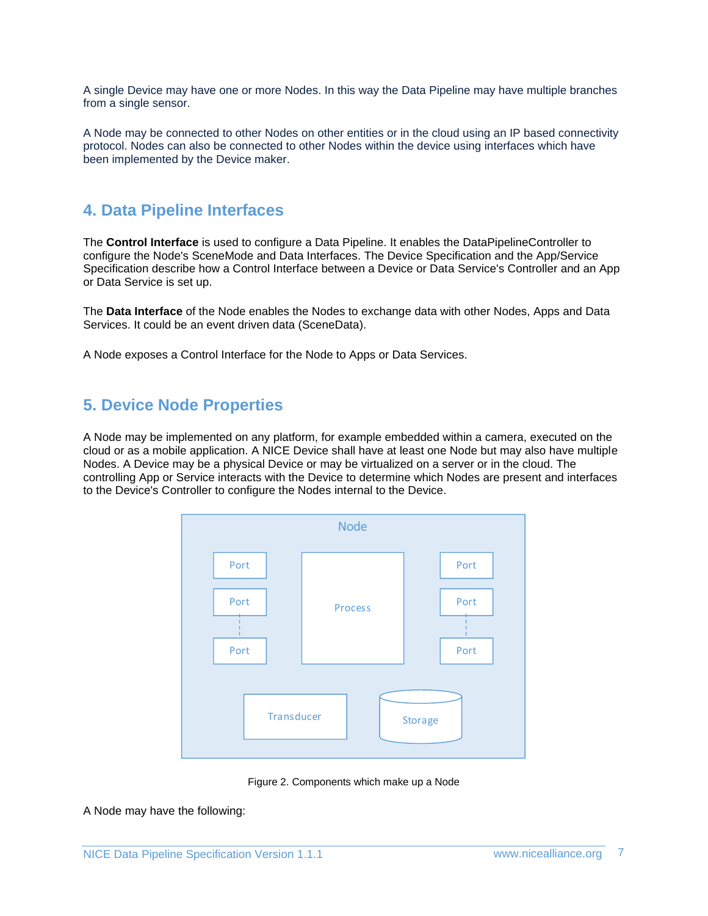A single Device may have one or more Nodes. In this way the Data Pipeline may have multiple branches from a single sensor.

A Node may be connected to other Nodes on other entities or in the cloud using an IP based connectivity protocol. Nodes can also be connected to other Nodes within the device using interfaces which have been implemented by the Device maker.

## 4. Data Pipeline Interfaces

The **Control Interface** is used to configure a Data Pipeline. It enables the DataPipelineController to configure the Node's SceneMode and Data Interfaces. The Device Specification and the App/Service Specification describe how a Control Interface between a Device or Data Service's Controller and an App or Data Service is set up.

The **Data Interface** of the Node enables the Nodes to exchange data with other Nodes, Apps and Data Services. It could be an event driven data (SceneData).

A Node exposes a Control Interface for the Node to Apps or Data Services.

## 5. Device Node Properties

A Node may be implemented on any platform, for example embedded within a camera, executed on the cloud or as a mobile application. A NICE Device shall have at least one Node but may also have multiple Nodes. A Device may be a physical Device or may be virtualized on a server or in the cloud. The controlling App or Service interacts with the Device to determine which Nodes are present and interfaces to the Device's Controller to configure the Nodes internal to the Device.

Node

Port | Port | Port | Process | Port | Port | Port

Transducer | Storage

Figure 2. Components which make up a Node

A Node may have the following: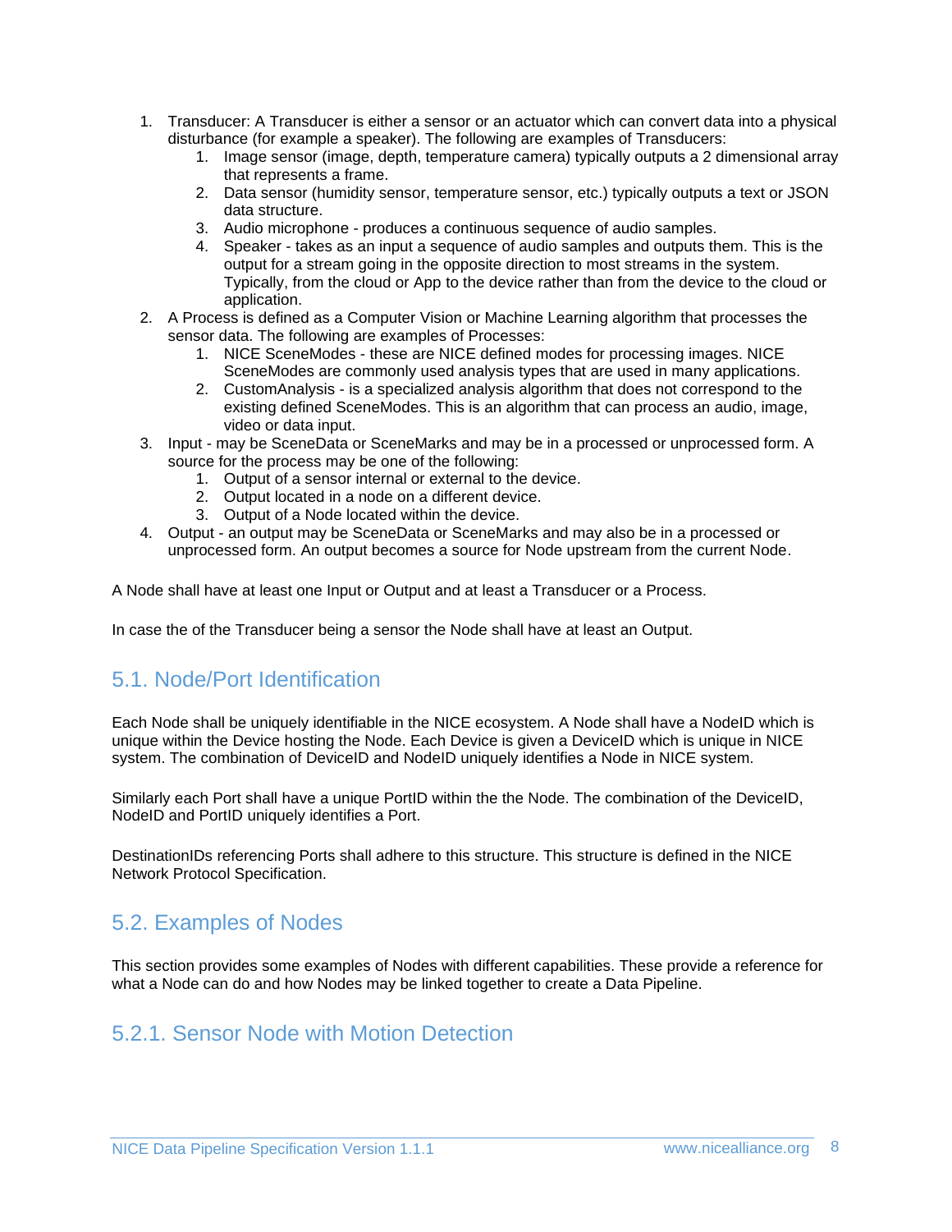1. Transducer: A Transducer is either a sensor or an actuator which can convert data into a physical disturbance (for example a speaker). The following are examples of Transducers:
    1. Image sensor (image, depth, temperature camera) typically outputs a 2 dimensional array that represents a frame.
    2. Data sensor (humidity sensor, temperature sensor, etc.) typically outputs a text or JSON data structure.
    3. Audio microphone - produces a continuous sequence of audio samples.
    4. Speaker - takes as an input a sequence of audio samples and outputs them. This is the output for a stream going in the opposite direction to most streams in the system. Typically, from the cloud or App to the device rather than from the device to the cloud or application.
2. A Process is defined as a Computer Vision or Machine Learning algorithm that processes the sensor data. The following are examples of Processes:
    1. NICE SceneModes - these are NICE defined modes for processing images. NICE SceneModes are commonly used analysis types that are used in many applications.
    2. CustomAnalysis - is a specialized analysis algorithm that does not correspond to the existing defined SceneModes. This is an algorithm that can process an audio, image, video or data input.
3. Input - may be SceneData or SceneMarks and may be in a processed or unprocessed form. A source for the process may be one of the following:
    1. Output of a sensor internal or external to the device.
    2. Output located in a node on a different device.
    3. Output of a Node located within the device.
4. Output - an output may be SceneData or SceneMarks and may also be in a processed or unprocessed form. An output becomes a source for Node upstream from the current Node.

A Node shall have at least one Input or Output and at least a Transducer or a Process.

In case the of the Transducer being a sensor the Node shall have at least an Output.

## 5.1. Node/Port Identification

Each Node shall be uniquely identifiable in the NICE ecosystem. A Node shall have a NodeID which is unique within the Device hosting the Node. Each Device is given a DeviceID which is unique in NICE system. The combination of DeviceID and NodeID uniquely identifies a Node in NICE system.

Similarly each Port shall have a unique PortID within the the Node. The combination of the DeviceID, NodeID and PortID uniquely identifies a Port.

DestinationIDs referencing Ports shall adhere to this structure. This structure is defined in the NICE Network Protocol Specification.

## 5.2. Examples of Nodes

This section provides some examples of Nodes with different capabilities. These provide a reference for what a Node can do and how Nodes may be linked together to create a Data Pipeline.

### 5.2.1. Sensor Node with Motion Detection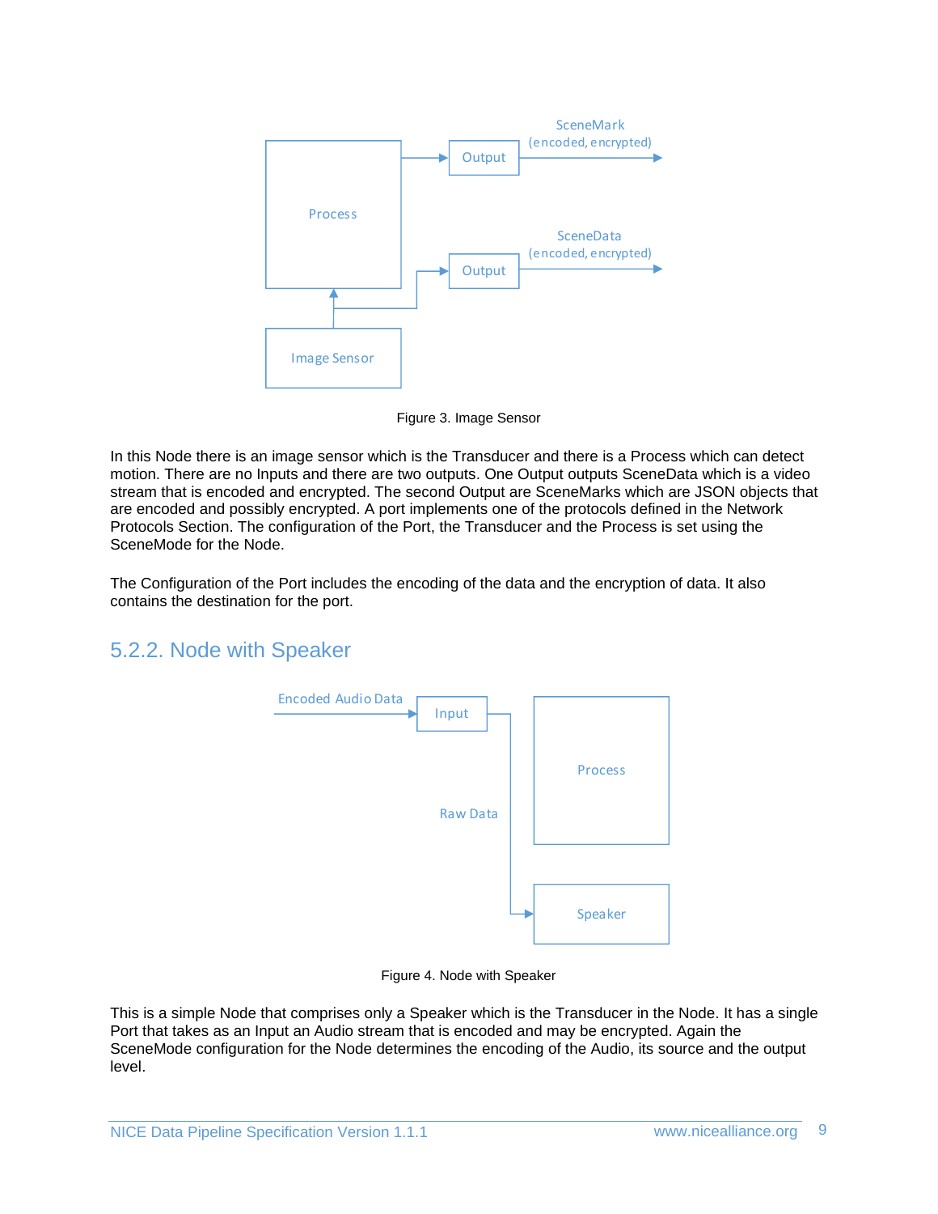Figure 3. Image Sensor

In this Node there is an image sensor which is the Transducer and there is a Process which can detect motion. There are no Inputs and there are two outputs. One Output outputs SceneData which is a video stream that is encoded and encrypted. The second Output are SceneMarks which are JSON objects that are encoded and possibly encrypted. A port implements one of the protocols defined in the Network Protocols Section. The configuration of the Port, the Transducer and the Process is set using the SceneMode for the Node.

The Configuration of the Port includes the encoding of the data and the encryption of data. It also contains the destination for the port.

### 5.2.2. Node with Speaker

Figure 4. Node with Speaker

This is a simple Node that comprises only a Speaker which is the Transducer in the Node. It has a single Port that takes as an Input an Audio stream that is encoded and may be encrypted. Again the SceneMode configuration for the Node determines the encoding of the Audio, its source and the output level.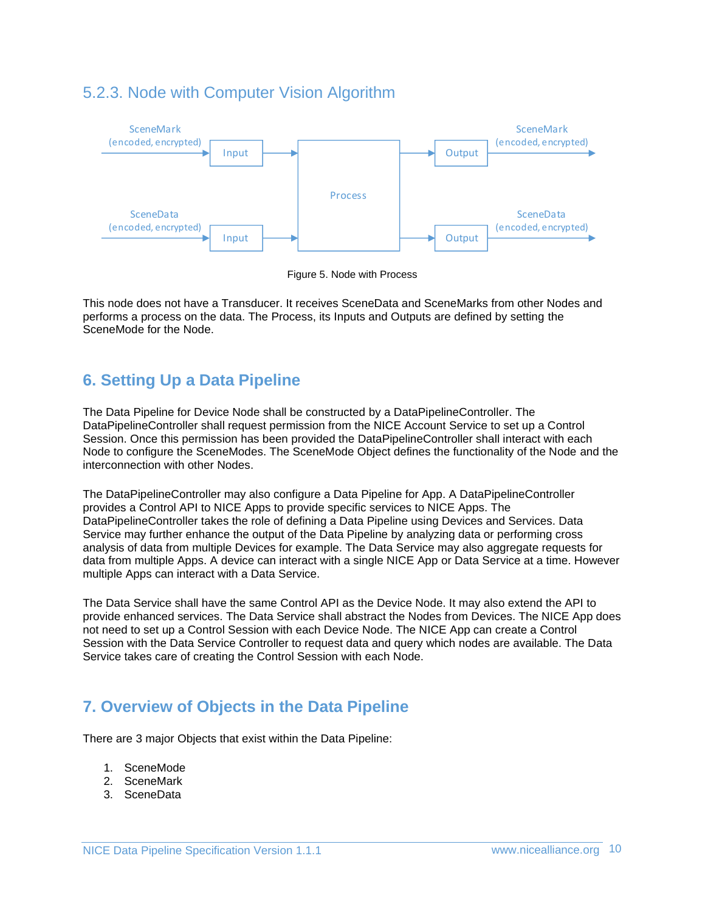### 5.2.3. Node with Computer Vision Algorithm

Figure 5. Node with Process

This node does not have a Transducer. It receives SceneData and SceneMarks from other Nodes and performs a process on the data. The Process, its Inputs and Outputs are defined by setting the SceneMode for the Node.

## 6. Setting Up a Data Pipeline

The Data Pipeline for Device Node shall be constructed by a DataPipelineController. The DataPipelineController shall request permission from the NICE Account Service to set up a Control Session. Once this permission has been provided the DataPipelineController shall interact with each Node to configure the SceneModes. The SceneMode Object defines the functionality of the Node and the interconnection with other Nodes.

The DataPipelineController may also configure a Data Pipeline for App. A DataPipelineController provides a Control API to NICE Apps to provide specific services to NICE Apps. The DataPipelineController takes the role of defining a Data Pipeline using Devices and Services. Data Service may further enhance the output of the Data Pipeline by analyzing data or performing cross analysis of data from multiple Devices for example. The Data Service may also aggregate requests for data from multiple Apps. A device can interact with a single NICE App or Data Service at a time. However multiple Apps can interact with a Data Service.

The Data Service shall have the same Control API as the Device Node. It may also extend the API to provide enhanced services. The Data Service shall abstract the Nodes from Devices. The NICE App does not need to set up a Control Session with each Device Node. The NICE App can create a Control Session with the Data Service Controller to request data and query which nodes are available. The Data Service takes care of creating the Control Session with each Node.

## 7. Overview of Objects in the Data Pipeline

There are 3 major Objects that exist within the Data Pipeline:

1. SceneMode
2. SceneMark
3. SceneData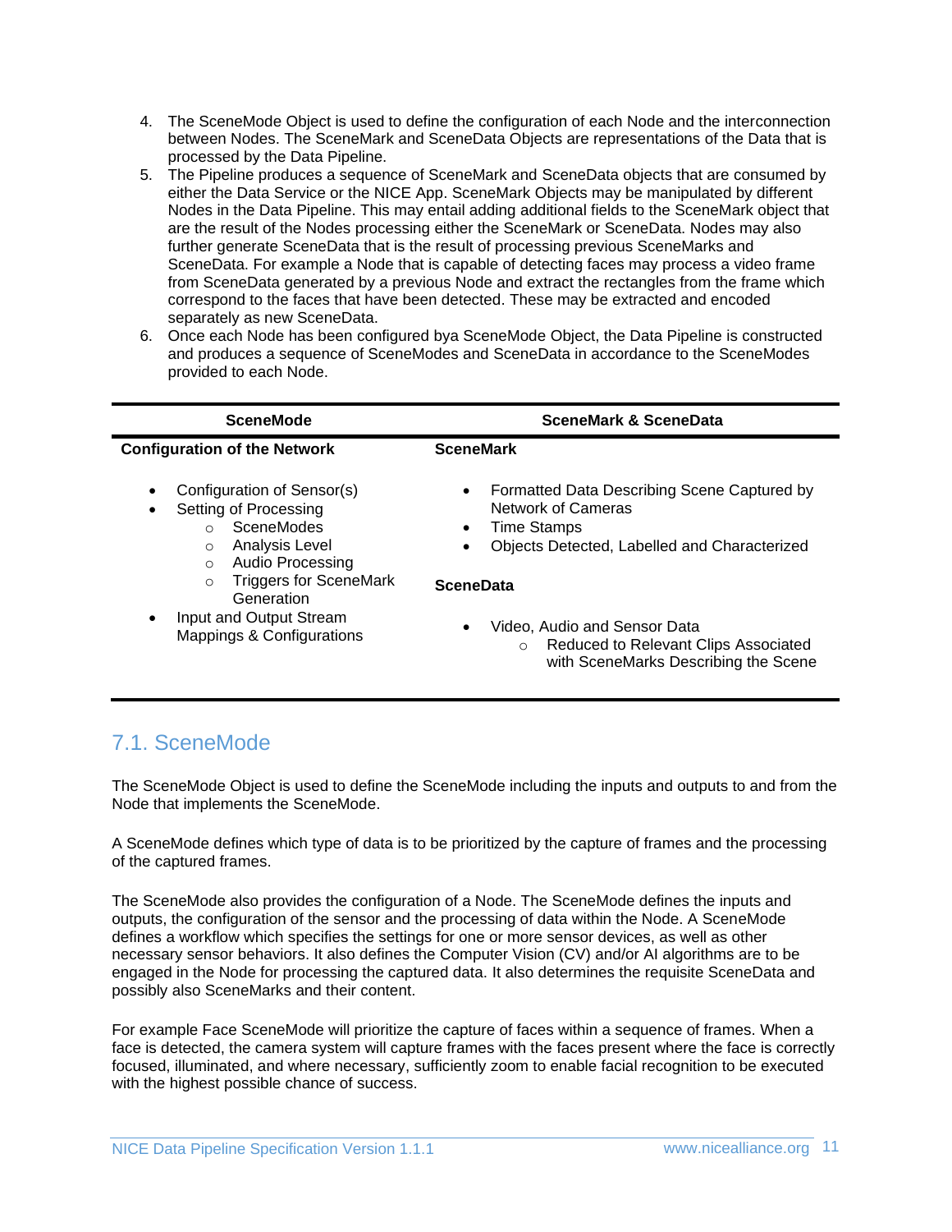4. The SceneMode Object is used to define the configuration of each Node and the interconnection between Nodes. The SceneMark and SceneData Objects are representations of the Data that is processed by the Data Pipeline.
5. The Pipeline produces a sequence of SceneMark and SceneData objects that are consumed by either the Data Service or the NICE App. SceneMark Objects may be manipulated by different Nodes in the Data Pipeline. This may entail adding additional fields to the SceneMark object that are the result of the Nodes processing either the SceneMark or SceneData. Nodes may also further generate SceneData that is the result of processing previous SceneMarks and SceneData. For example a Node that is capable of detecting faces may process a video frame from SceneData generated by a previous Node and extract the rectangles from the frame which correspond to the faces that have been detected. These may be extracted and encoded separately as new SceneData.
6. Once each Node has been configured bya SceneMode Object, the Data Pipeline is constructed and produces a sequence of SceneModes and SceneData in accordance to the SceneModes provided to each Node.

| SceneMode | SceneMark & SceneData |
|---|---|
| **Configuration of the Network**<br><br>• Configuration of Sensor(s)<br>• Setting of Processing<br>  ○ SceneModes<br>  ○ Analysis Level<br>  ○ Audio Processing<br>  ○ Triggers for SceneMark Generation<br>• Input and Output Stream Mappings & Configurations | **SceneMark**<br><br>• Formatted Data Describing Scene Captured by Network of Cameras<br>• Time Stamps<br>• Objects Detected, Labelled and Characterized<br><br>**SceneData**<br><br>• Video, Audio and Sensor Data<br>  ○ Reduced to Relevant Clips Associated with SceneMarks Describing the Scene |

## 7.1. SceneMode

The SceneMode Object is used to define the SceneMode including the inputs and outputs to and from the Node that implements the SceneMode.

A SceneMode defines which type of data is to be prioritized by the capture of frames and the processing of the captured frames.

The SceneMode also provides the configuration of a Node. The SceneMode defines the inputs and outputs, the configuration of the sensor and the processing of data within the Node. A SceneMode defines a workflow which specifies the settings for one or more sensor devices, as well as other necessary sensor behaviors. It also defines the Computer Vision (CV) and/or AI algorithms are to be engaged in the Node for processing the captured data. It also determines the requisite SceneData and possibly also SceneMarks and their content.

For example Face SceneMode will prioritize the capture of faces within a sequence of frames. When a face is detected, the camera system will capture frames with the faces present where the face is correctly focused, illuminated, and where necessary, sufficiently zoom to enable facial recognition to be executed with the highest possible chance of success.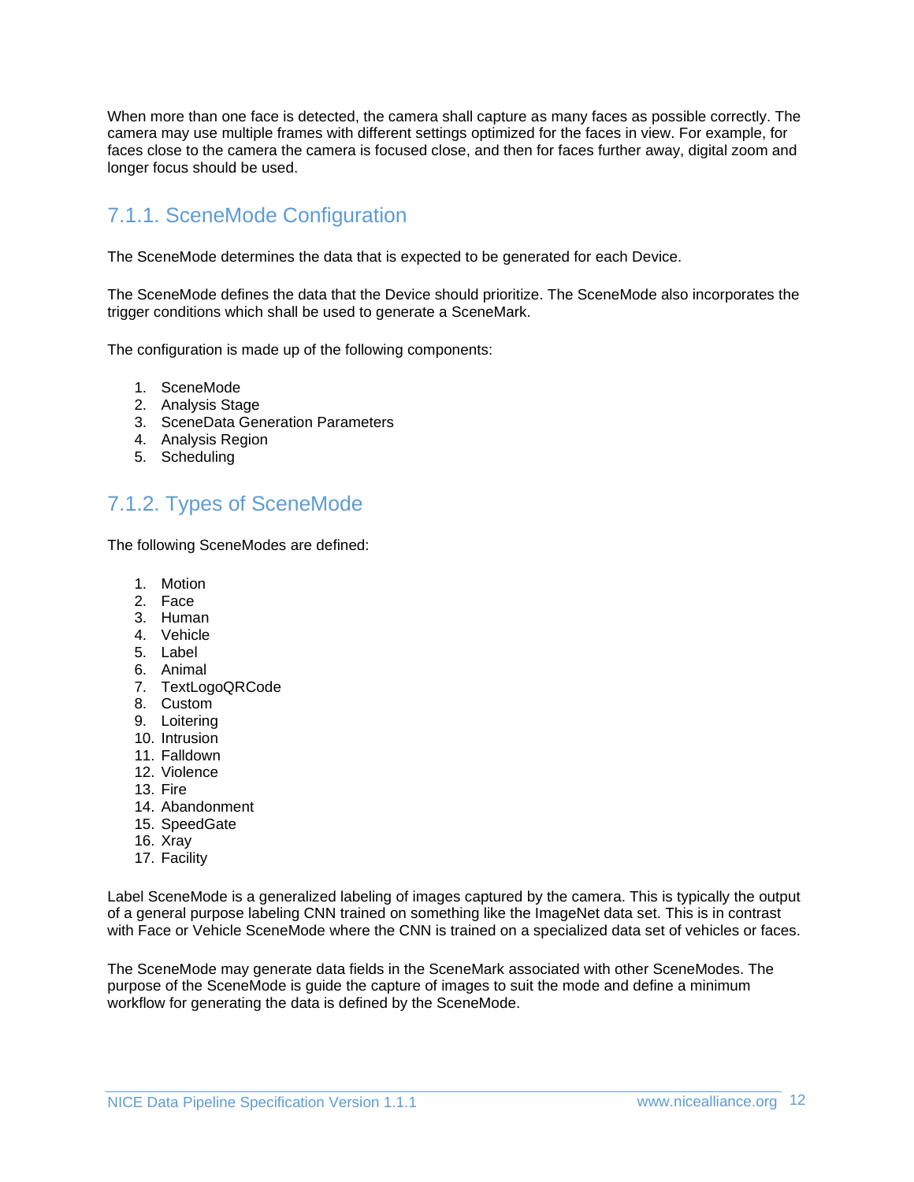When more than one face is detected, the camera shall capture as many faces as possible correctly. The camera may use multiple frames with different settings optimized for the faces in view. For example, for faces close to the camera the camera is focused close, and then for faces further away, digital zoom and longer focus should be used.

### 7.1.1. SceneMode Configuration

The SceneMode determines the data that is expected to be generated for each Device.

The SceneMode defines the data that the Device should prioritize. The SceneMode also incorporates the trigger conditions which shall be used to generate a SceneMark.

The configuration is made up of the following components:

1. SceneMode
2. Analysis Stage
3. SceneData Generation Parameters
4. Analysis Region
5. Scheduling

### 7.1.2. Types of SceneMode

The following SceneModes are defined:

1. Motion
2. Face
3. Human
4. Vehicle
5. Label
6. Animal
7. TextLogoQRCode
8. Custom
9. Loitering
10. Intrusion
11. Falldown
12. Violence
13. Fire
14. Abandonment
15. SpeedGate
16. Xray
17. Facility

Label SceneMode is a generalized labeling of images captured by the camera. This is typically the output of a general purpose labeling CNN trained on something like the ImageNet data set. This is in contrast with Face or Vehicle SceneMode where the CNN is trained on a specialized data set of vehicles or faces.

The SceneMode may generate data fields in the SceneMark associated with other SceneModes. The purpose of the SceneMode is guide the capture of images to suit the mode and define a minimum workflow for generating the data is defined by the SceneMode.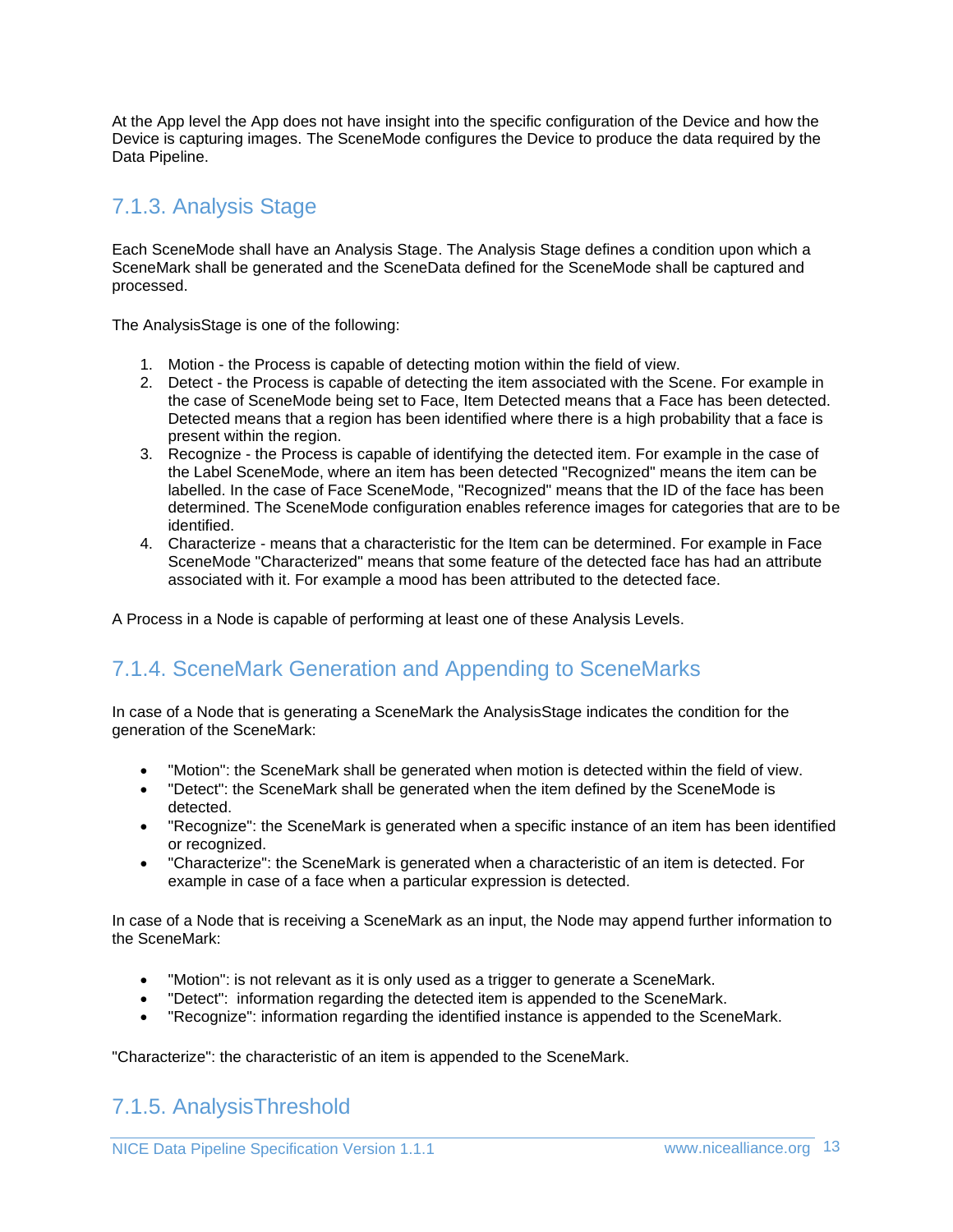At the App level the App does not have insight into the specific configuration of the Device and how the Device is capturing images. The SceneMode configures the Device to produce the data required by the Data Pipeline.

### 7.1.3. Analysis Stage

Each SceneMode shall have an Analysis Stage. The Analysis Stage defines a condition upon which a SceneMark shall be generated and the SceneData defined for the SceneMode shall be captured and processed.

The AnalysisStage is one of the following:

1. Motion - the Process is capable of detecting motion within the field of view.
2. Detect - the Process is capable of detecting the item associated with the Scene. For example in the case of SceneMode being set to Face, Item Detected means that a Face has been detected. Detected means that a region has been identified where there is a high probability that a face is present within the region.
3. Recognize - the Process is capable of identifying the detected item. For example in the case of the Label SceneMode, where an item has been detected "Recognized" means the item can be labelled. In the case of Face SceneMode, "Recognized" means that the ID of the face has been determined. The SceneMode configuration enables reference images for categories that are to be identified.
4. Characterize - means that a characteristic for the Item can be determined. For example in Face SceneMode "Characterized" means that some feature of the detected face has had an attribute associated with it. For example a mood has been attributed to the detected face.

A Process in a Node is capable of performing at least one of these Analysis Levels.

### 7.1.4. SceneMark Generation and Appending to SceneMarks

In case of a Node that is generating a SceneMark the AnalysisStage indicates the condition for the generation of the SceneMark:

- "Motion": the SceneMark shall be generated when motion is detected within the field of view.
- "Detect": the SceneMark shall be generated when the item defined by the SceneMode is detected.
- "Recognize": the SceneMark is generated when a specific instance of an item has been identified or recognized.
- "Characterize": the SceneMark is generated when a characteristic of an item is detected. For example in case of a face when a particular expression is detected.

In case of a Node that is receiving a SceneMark as an input, the Node may append further information to the SceneMark:

- "Motion": is not relevant as it is only used as a trigger to generate a SceneMark.
- "Detect": information regarding the detected item is appended to the SceneMark.
- "Recognize": information regarding the identified instance is appended to the SceneMark.

"Characterize": the characteristic of an item is appended to the SceneMark.

### 7.1.5. AnalysisThreshold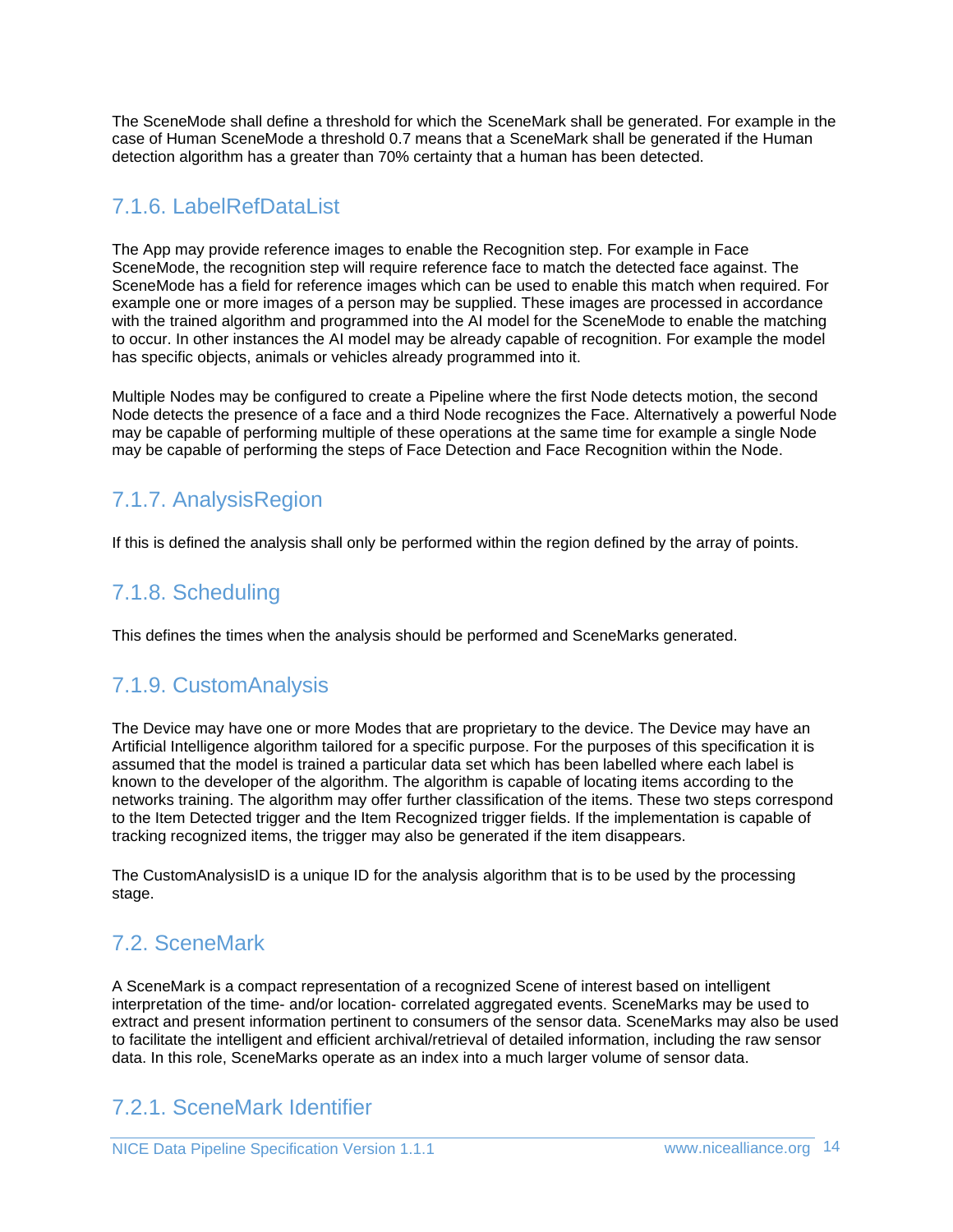The SceneMode shall define a threshold for which the SceneMark shall be generated. For example in the case of Human SceneMode a threshold 0.7 means that a SceneMark shall be generated if the Human detection algorithm has a greater than 70% certainty that a human has been detected.

### 7.1.6. LabelRefDataList

The App may provide reference images to enable the Recognition step. For example in Face SceneMode, the recognition step will require reference face to match the detected face against. The SceneMode has a field for reference images which can be used to enable this match when required. For example one or more images of a person may be supplied. These images are processed in accordance with the trained algorithm and programmed into the AI model for the SceneMode to enable the matching to occur. In other instances the AI model may be already capable of recognition. For example the model has specific objects, animals or vehicles already programmed into it.

Multiple Nodes may be configured to create a Pipeline where the first Node detects motion, the second Node detects the presence of a face and a third Node recognizes the Face. Alternatively a powerful Node may be capable of performing multiple of these operations at the same time for example a single Node may be capable of performing the steps of Face Detection and Face Recognition within the Node.

### 7.1.7. AnalysisRegion

If this is defined the analysis shall only be performed within the region defined by the array of points.

### 7.1.8. Scheduling

This defines the times when the analysis should be performed and SceneMarks generated.

### 7.1.9. CustomAnalysis

The Device may have one or more Modes that are proprietary to the device. The Device may have an Artificial Intelligence algorithm tailored for a specific purpose. For the purposes of this specification it is assumed that the model is trained a particular data set which has been labelled where each label is known to the developer of the algorithm. The algorithm is capable of locating items according to the networks training. The algorithm may offer further classification of the items. These two steps correspond to the Item Detected trigger and the Item Recognized trigger fields. If the implementation is capable of tracking recognized items, the trigger may also be generated if the item disappears.

The CustomAnalysisID is a unique ID for the analysis algorithm that is to be used by the processing stage.

## 7.2. SceneMark

A SceneMark is a compact representation of a recognized Scene of interest based on intelligent interpretation of the time- and/or location- correlated aggregated events. SceneMarks may be used to extract and present information pertinent to consumers of the sensor data. SceneMarks may also be used to facilitate the intelligent and efficient archival/retrieval of detailed information, including the raw sensor data. In this role, SceneMarks operate as an index into a much larger volume of sensor data.

### 7.2.1. SceneMark Identifier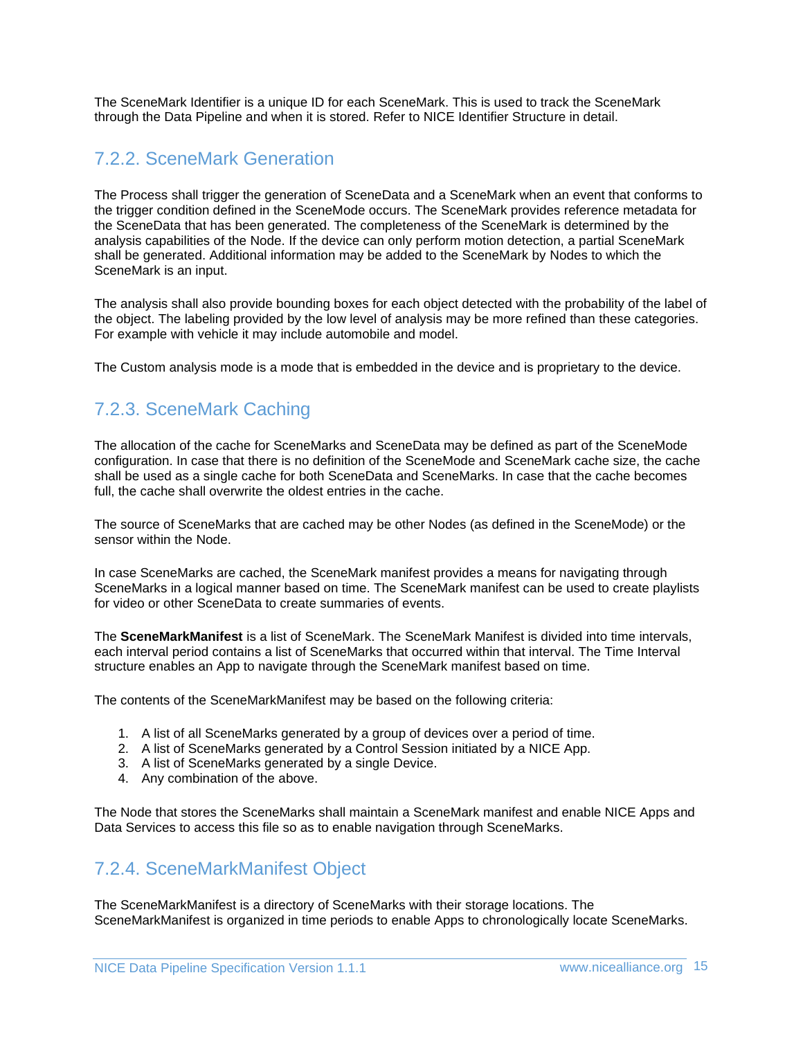The SceneMark Identifier is a unique ID for each SceneMark. This is used to track the SceneMark through the Data Pipeline and when it is stored. Refer to NICE Identifier Structure in detail.

### 7.2.2. SceneMark Generation

The Process shall trigger the generation of SceneData and a SceneMark when an event that conforms to the trigger condition defined in the SceneMode occurs. The SceneMark provides reference metadata for the SceneData that has been generated. The completeness of the SceneMark is determined by the analysis capabilities of the Node. If the device can only perform motion detection, a partial SceneMark shall be generated. Additional information may be added to the SceneMark by Nodes to which the SceneMark is an input.

The analysis shall also provide bounding boxes for each object detected with the probability of the label of the object. The labeling provided by the low level of analysis may be more refined than these categories. For example with vehicle it may include automobile and model.

The Custom analysis mode is a mode that is embedded in the device and is proprietary to the device.

### 7.2.3. SceneMark Caching

The allocation of the cache for SceneMarks and SceneData may be defined as part of the SceneMode configuration. In case that there is no definition of the SceneMode and SceneMark cache size, the cache shall be used as a single cache for both SceneData and SceneMarks. In case that the cache becomes full, the cache shall overwrite the oldest entries in the cache.

The source of SceneMarks that are cached may be other Nodes (as defined in the SceneMode) or the sensor within the Node.

In case SceneMarks are cached, the SceneMark manifest provides a means for navigating through SceneMarks in a logical manner based on time. The SceneMark manifest can be used to create playlists for video or other SceneData to create summaries of events.

The **SceneMarkManifest** is a list of SceneMark. The SceneMark Manifest is divided into time intervals, each interval period contains a list of SceneMarks that occurred within that interval. The Time Interval structure enables an App to navigate through the SceneMark manifest based on time.

The contents of the SceneMarkManifest may be based on the following criteria:

1. A list of all SceneMarks generated by a group of devices over a period of time.
2. A list of SceneMarks generated by a Control Session initiated by a NICE App.
3. A list of SceneMarks generated by a single Device.
4. Any combination of the above.

The Node that stores the SceneMarks shall maintain a SceneMark manifest and enable NICE Apps and Data Services to access this file so as to enable navigation through SceneMarks.

### 7.2.4. SceneMarkManifest Object

The SceneMarkManifest is a directory of SceneMarks with their storage locations. The SceneMarkManifest is organized in time periods to enable Apps to chronologically locate SceneMarks.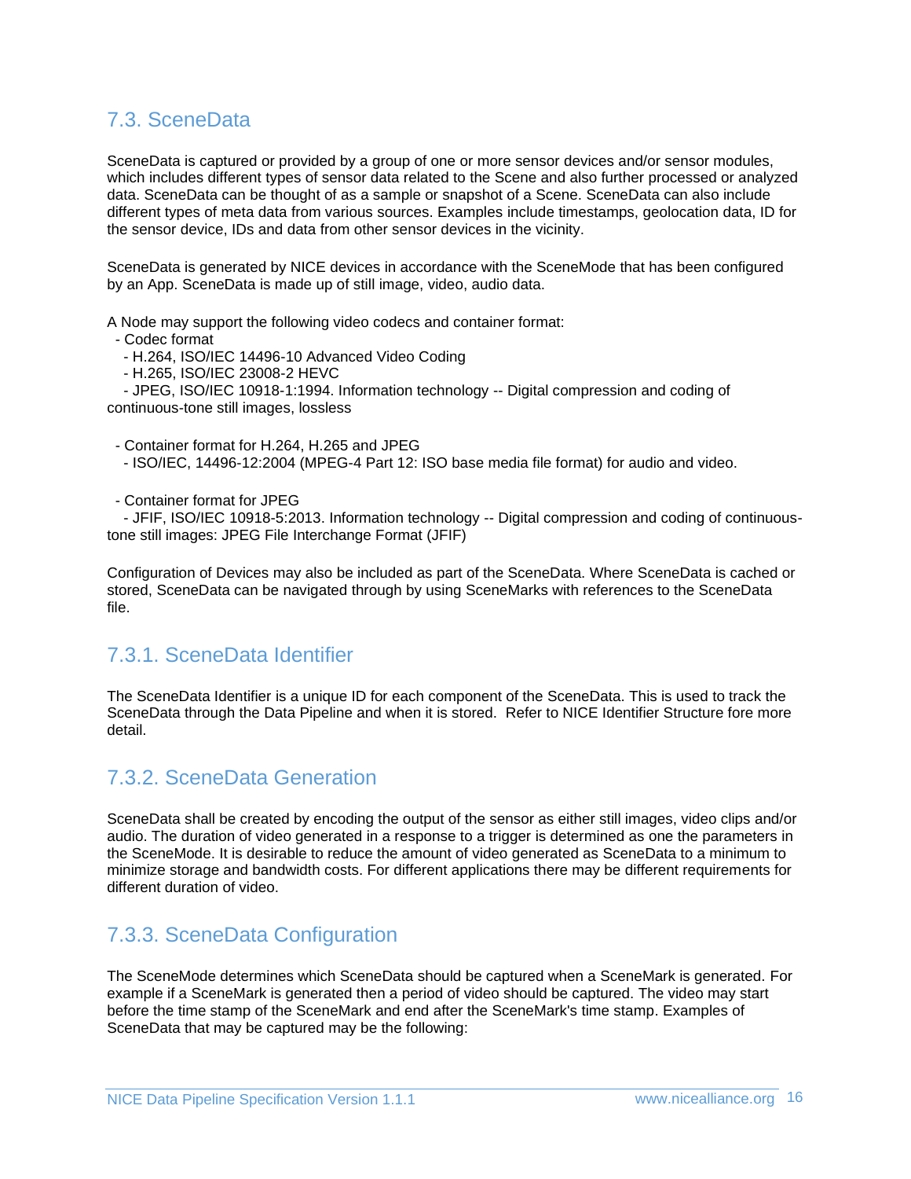## 7.3. SceneData

SceneData is captured or provided by a group of one or more sensor devices and/or sensor modules, which includes different types of sensor data related to the Scene and also further processed or analyzed data. SceneData can be thought of as a sample or snapshot of a Scene. SceneData can also include different types of meta data from various sources. Examples include timestamps, geolocation data, ID for the sensor device, IDs and data from other sensor devices in the vicinity.

SceneData is generated by NICE devices in accordance with the SceneMode that has been configured by an App. SceneData is made up of still image, video, audio data.

A Node may support the following video codecs and container format:

- Codec format
  - H.264, ISO/IEC 14496-10 Advanced Video Coding
  - H.265, ISO/IEC 23008-2 HEVC
  - JPEG, ISO/IEC 10918-1:1994. Information technology -- Digital compression and coding of continuous-tone still images, lossless

- Container format for H.264, H.265 and JPEG
  - ISO/IEC, 14496-12:2004 (MPEG-4 Part 12: ISO base media file format) for audio and video.

- Container format for JPEG
  - JFIF, ISO/IEC 10918-5:2013. Information technology -- Digital compression and coding of continuous-tone still images: JPEG File Interchange Format (JFIF)

Configuration of Devices may also be included as part of the SceneData. Where SceneData is cached or stored, SceneData can be navigated through by using SceneMarks with references to the SceneData file.

### 7.3.1. SceneData Identifier

The SceneData Identifier is a unique ID for each component of the SceneData. This is used to track the SceneData through the Data Pipeline and when it is stored.  Refer to NICE Identifier Structure fore more detail.

### 7.3.2. SceneData Generation

SceneData shall be created by encoding the output of the sensor as either still images, video clips and/or audio. The duration of video generated in a response to a trigger is determined as one the parameters in the SceneMode. It is desirable to reduce the amount of video generated as SceneData to a minimum to minimize storage and bandwidth costs. For different applications there may be different requirements for different duration of video.

### 7.3.3. SceneData Configuration

The SceneMode determines which SceneData should be captured when a SceneMark is generated. For example if a SceneMark is generated then a period of video should be captured. The video may start before the time stamp of the SceneMark and end after the SceneMark's time stamp. Examples of SceneData that may be captured may be the following: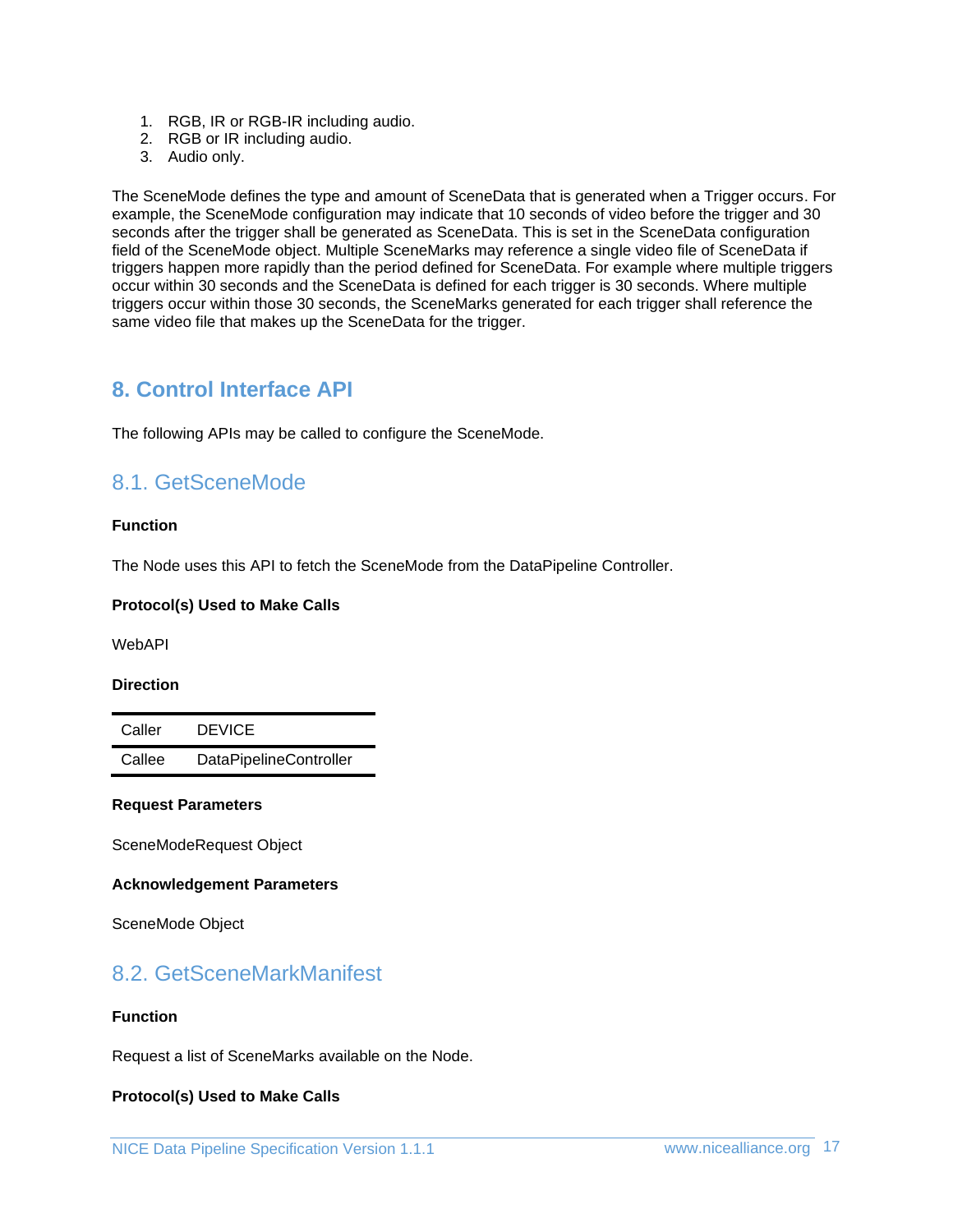1. RGB, IR or RGB-IR including audio.
2. RGB or IR including audio.
3. Audio only.

The SceneMode defines the type and amount of SceneData that is generated when a Trigger occurs. For example, the SceneMode configuration may indicate that 10 seconds of video before the trigger and 30 seconds after the trigger shall be generated as SceneData. This is set in the SceneData configuration field of the SceneMode object. Multiple SceneMarks may reference a single video file of SceneData if triggers happen more rapidly than the period defined for SceneData. For example where multiple triggers occur within 30 seconds and the SceneData is defined for each trigger is 30 seconds. Where multiple triggers occur within those 30 seconds, the SceneMarks generated for each trigger shall reference the same video file that makes up the SceneData for the trigger.

# 8. Control Interface API

The following APIs may be called to configure the SceneMode.

## 8.1. GetSceneMode

**Function**

The Node uses this API to fetch the SceneMode from the DataPipeline Controller.

**Protocol(s) Used to Make Calls**

WebAPI

**Direction**

| Caller | DEVICE |
| --- | --- |
| Callee | DataPipelineController |

**Request Parameters**

SceneModeRequest Object

**Acknowledgement Parameters**

SceneMode Object

## 8.2. GetSceneMarkManifest

**Function**

Request a list of SceneMarks available on the Node.

**Protocol(s) Used to Make Calls**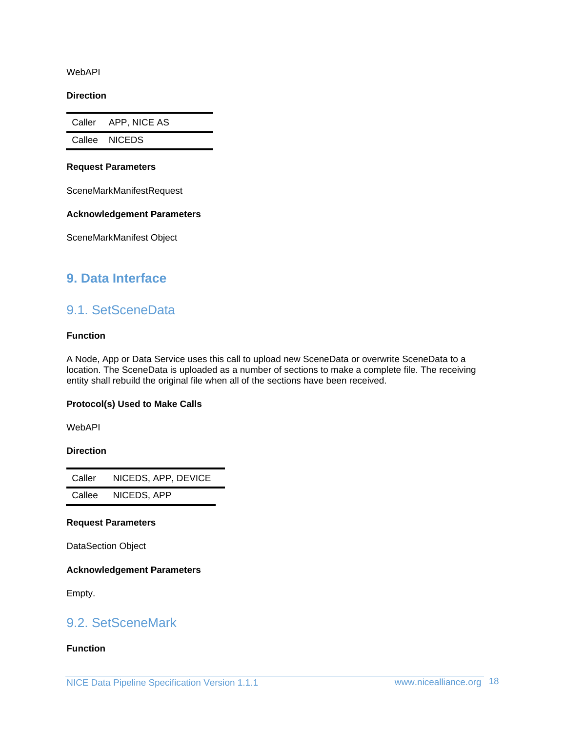WebAPI

**Direction**

| Caller | APP, NICE AS |
|---|---|
| Callee | NICEDS |

**Request Parameters**

SceneMarkManifestRequest

**Acknowledgement Parameters**

SceneMarkManifest Object

# 9. Data Interface

## 9.1. SetSceneData

**Function**

A Node, App or Data Service uses this call to upload new SceneData or overwrite SceneData to a location. The SceneData is uploaded as a number of sections to make a complete file. The receiving entity shall rebuild the original file when all of the sections have been received.

**Protocol(s) Used to Make Calls**

WebAPI

**Direction**

| Caller | NICEDS, APP, DEVICE |
|---|---|
| Callee | NICEDS, APP |

**Request Parameters**

DataSection Object

**Acknowledgement Parameters**

Empty.

## 9.2. SetSceneMark

**Function**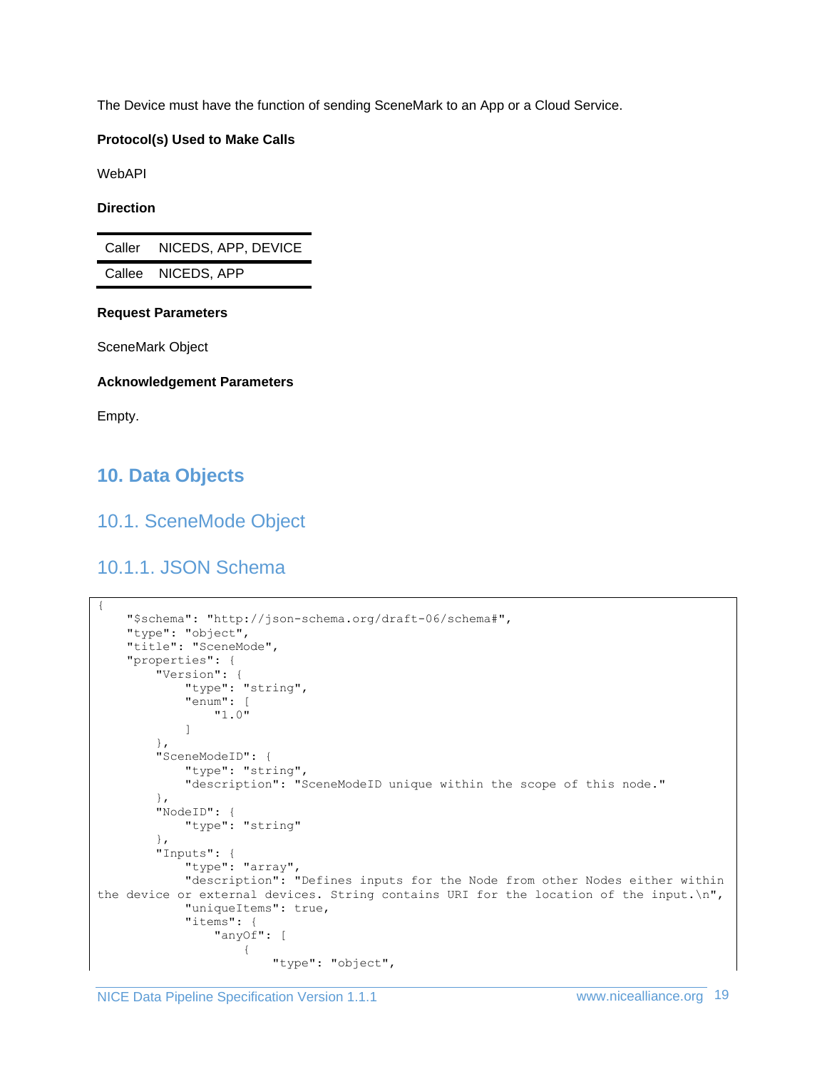The Device must have the function of sending SceneMark to an App or a Cloud Service.

**Protocol(s) Used to Make Calls**

WebAPI

**Direction**

| Caller | NICEDS, APP, DEVICE |
| --- | --- |
| Callee | NICEDS, APP |

**Request Parameters**

SceneMark Object

**Acknowledgement Parameters**

Empty.

# 10. Data Objects

## 10.1. SceneMode Object

### 10.1.1. JSON Schema

```
{
    "$schema": "http://json-schema.org/draft-06/schema#",
    "type": "object",
    "title": "SceneMode",
    "properties": {
        "Version": {
            "type": "string",
            "enum": [
                "1.0"
            ]
        },
        "SceneModeID": {
            "type": "string",
            "description": "SceneModeID unique within the scope of this node."
        },
        "NodeID": {
            "type": "string"
        },
        "Inputs": {
            "type": "array",
            "description": "Defines inputs for the Node from other Nodes either within
the device or external devices. String contains URI for the location of the input.\n",
            "uniqueItems": true,
            "items": {
                "anyOf": [
                    {
                        "type": "object",
```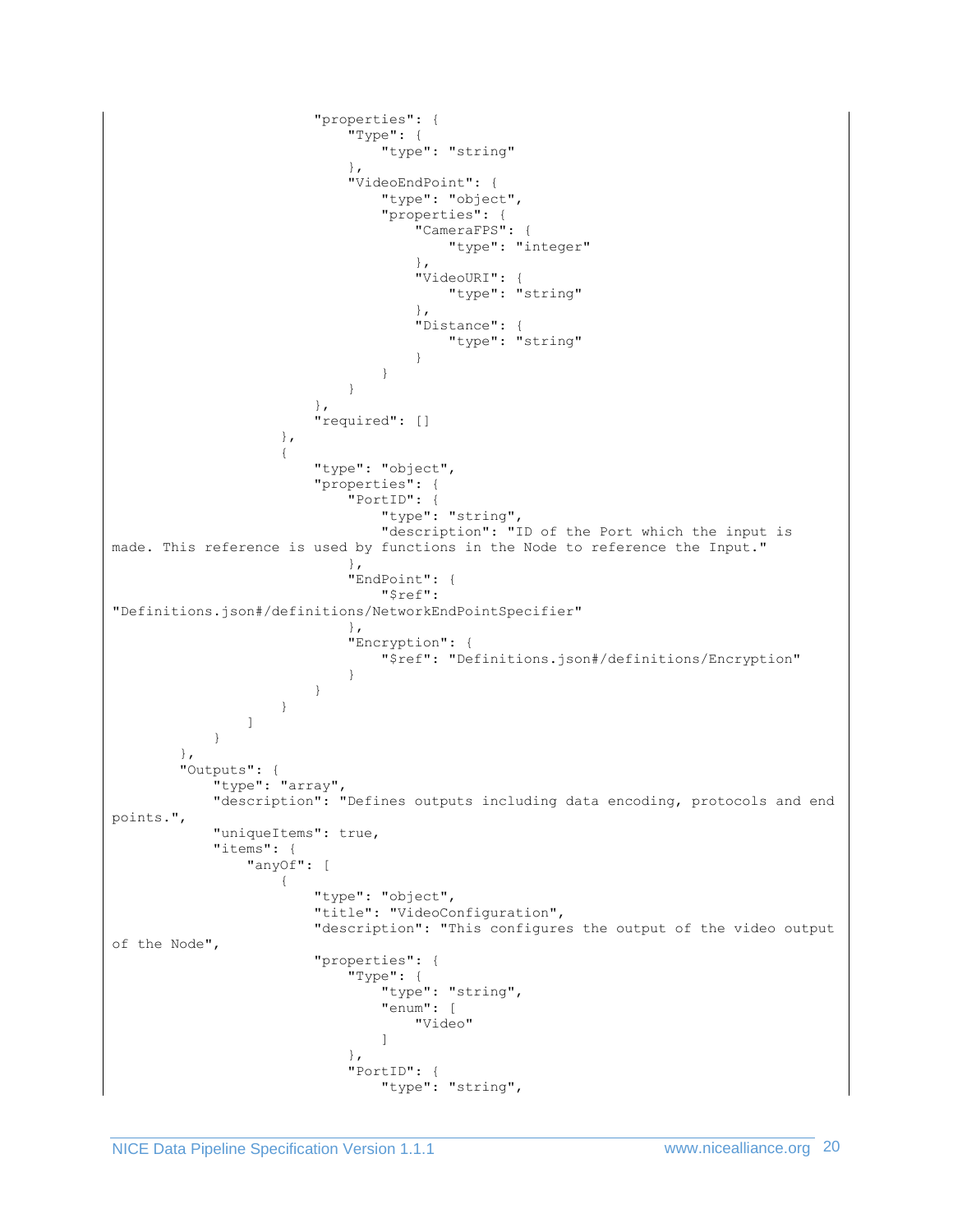```
                            "properties": {
                                "Type": {
                                    "type": "string"
                                },
                                "VideoEndPoint": {
                                    "type": "object",
                                    "properties": {
                                        "CameraFPS": {
                                            "type": "integer"
                                        },
                                        "VideoURI": {
                                            "type": "string"
                                        },
                                        "Distance": {
                                            "type": "string"
                                        }
                                    }
                                }
                            },
                            "required": []
                        },
                        {
                            "type": "object",
                            "properties": {
                                "PortID": {
                                    "type": "string",
                                    "description": "ID of the Port which the input is
made. This reference is used by functions in the Node to reference the Input."
                                },
                                "EndPoint": {
                                    "$ref":
"Definitions.json#/definitions/NetworkEndPointSpecifier"
                                },
                                "Encryption": {
                                    "$ref": "Definitions.json#/definitions/Encryption"
                                }
                            }
                        }
                    ]
                }
            },
            "Outputs": {
                "type": "array",
                "description": "Defines outputs including data encoding, protocols and end
points.",
                "uniqueItems": true,
                "items": {
                    "anyOf": [
                        {
                            "type": "object",
                            "title": "VideoConfiguration",
                            "description": "This configures the output of the video output
of the Node",
                            "properties": {
                                "Type": {
                                    "type": "string",
                                    "enum": [
                                        "Video"
                                    ]
                                },
                                "PortID": {
                                    "type": "string",
```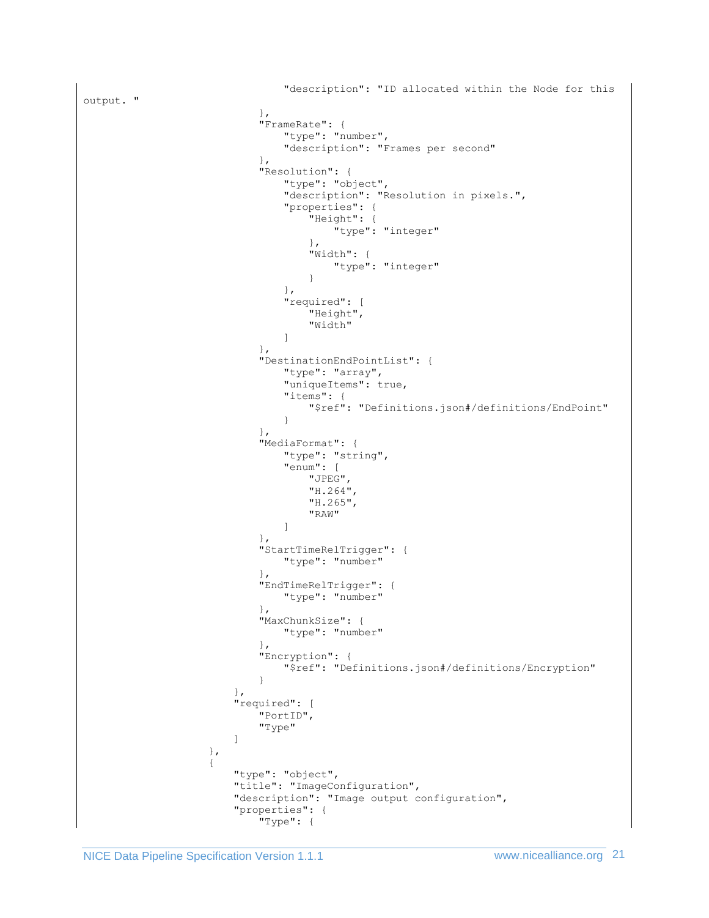```
                                "description": "ID allocated within the Node for this
output. "
                            },
                            "FrameRate": {
                                "type": "number",
                                "description": "Frames per second"
                            },
                            "Resolution": {
                                "type": "object",
                                "description": "Resolution in pixels.",
                                "properties": {
                                    "Height": {
                                        "type": "integer"
                                    },
                                    "Width": {
                                        "type": "integer"
                                    }
                                },
                                "required": [
                                    "Height",
                                    "Width"
                                ]
                            },
                            "DestinationEndPointList": {
                                "type": "array",
                                "uniqueItems": true,
                                "items": {
                                    "$ref": "Definitions.json#/definitions/EndPoint"
                                }
                            },
                            "MediaFormat": {
                                "type": "string",
                                "enum": [
                                    "JPEG",
                                    "H.264",
                                    "H.265",
                                    "RAW"
                                ]
                            },
                            "StartTimeRelTrigger": {
                                "type": "number"
                            },
                            "EndTimeRelTrigger": {
                                "type": "number"
                            },
                            "MaxChunkSize": {
                                "type": "number"
                            },
                            "Encryption": {
                                "$ref": "Definitions.json#/definitions/Encryption"
                            }
                        },
                        "required": [
                            "PortID",
                            "Type"
                        ]
                    },
                    {
                        "type": "object",
                        "title": "ImageConfiguration",
                        "description": "Image output configuration",
                        "properties": {
                            "Type": {
```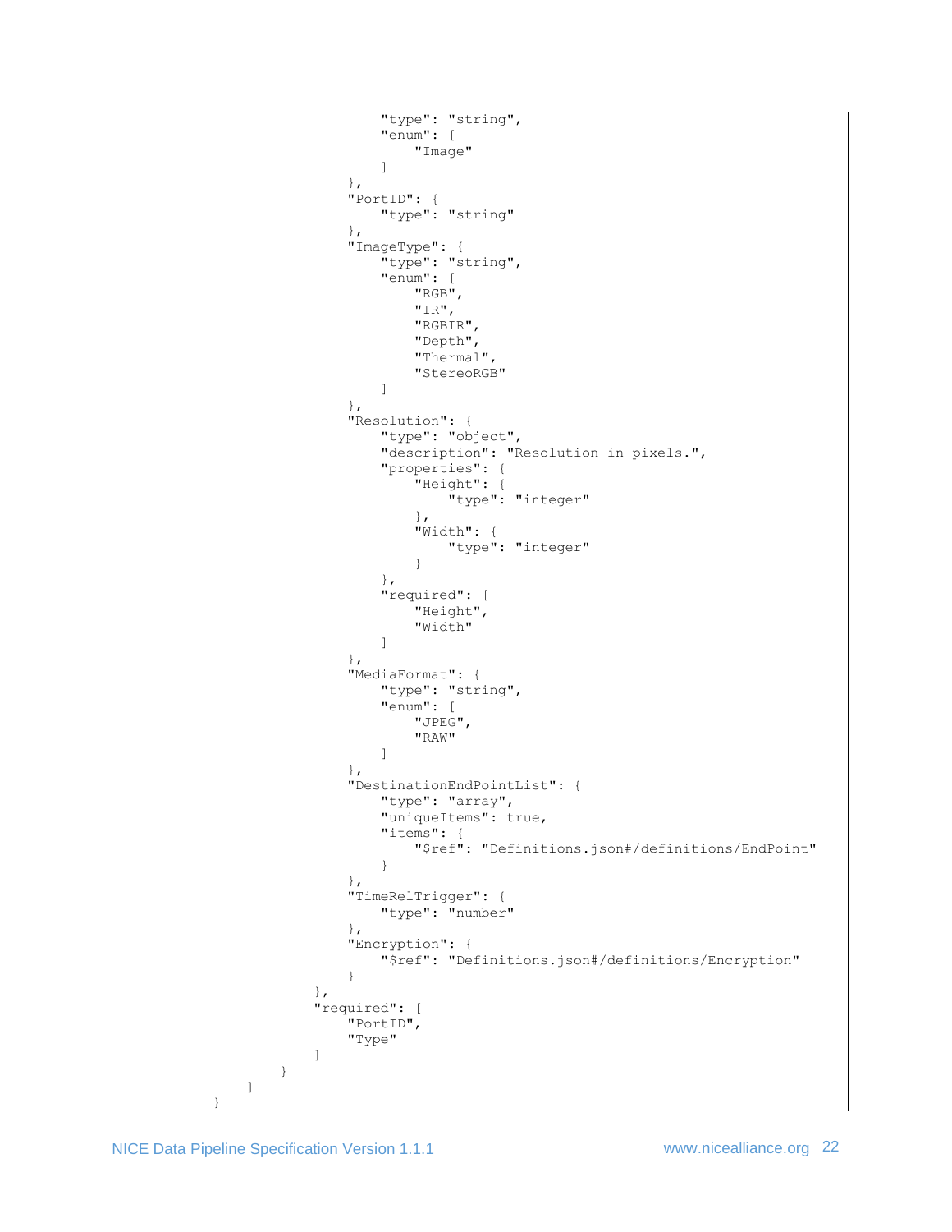```
                    "type": "string",
                    "enum": [
                        "Image"
                    ]
                },
                "PortID": {
                    "type": "string"
                },
                "ImageType": {
                    "type": "string",
                    "enum": [
                        "RGB",
                        "IR",
                        "RGBIR",
                        "Depth",
                        "Thermal",
                        "StereoRGB"
                    ]
                },
                "Resolution": {
                    "type": "object",
                    "description": "Resolution in pixels.",
                    "properties": {
                        "Height": {
                            "type": "integer"
                        },
                        "Width": {
                            "type": "integer"
                        }
                    },
                    "required": [
                        "Height",
                        "Width"
                    ]
                },
                "MediaFormat": {
                    "type": "string",
                    "enum": [
                        "JPEG",
                        "RAW"
                    ]
                },
                "DestinationEndPointList": {
                    "type": "array",
                    "uniqueItems": true,
                    "items": {
                        "$ref": "Definitions.json#/definitions/EndPoint"
                    }
                },
                "TimeRelTrigger": {
                    "type": "number"
                },
                "Encryption": {
                    "$ref": "Definitions.json#/definitions/Encryption"
                }
            },
            "required": [
                "PortID",
                "Type"
            ]
        }
    ]
}
```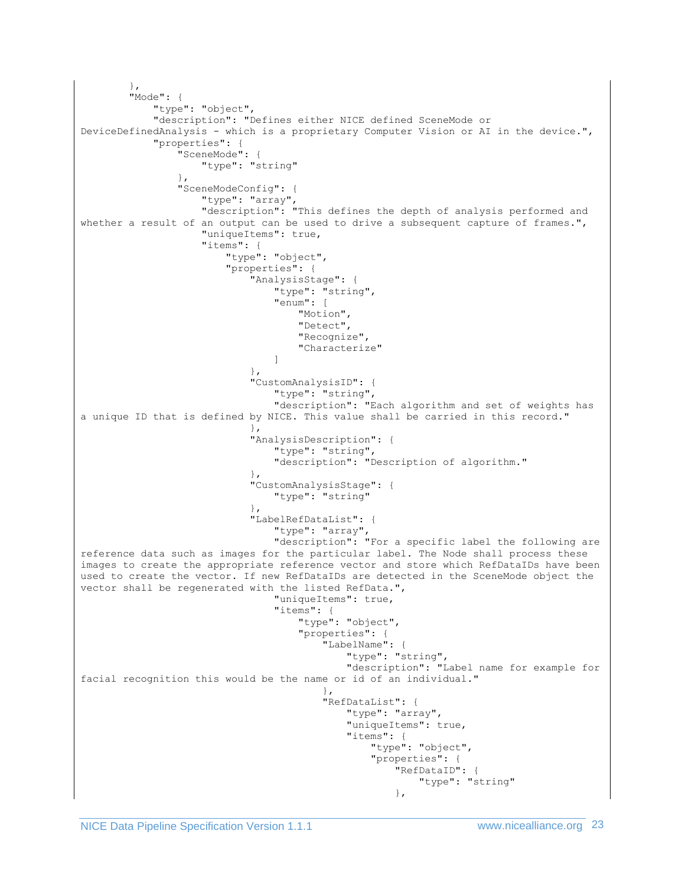```
        },
        "Mode": {
            "type": "object",
            "description": "Defines either NICE defined SceneMode or DeviceDefinedAnalysis - which is a proprietary Computer Vision or AI in the device.",
            "properties": {
                "SceneMode": {
                    "type": "string"
                },
                "SceneModeConfig": {
                    "type": "array",
                    "description": "This defines the depth of analysis performed and whether a result of an output can be used to drive a subsequent capture of frames.",
                    "uniqueItems": true,
                    "items": {
                        "type": "object",
                        "properties": {
                            "AnalysisStage": {
                                "type": "string",
                                "enum": [
                                    "Motion",
                                    "Detect",
                                    "Recognize",
                                    "Characterize"
                                ]
                            },
                            "CustomAnalysisID": {
                                "type": "string",
                                "description": "Each algorithm and set of weights has a unique ID that is defined by NICE. This value shall be carried in this record."
                            },
                            "AnalysisDescription": {
                                "type": "string",
                                "description": "Description of algorithm."
                            },
                            "CustomAnalysisStage": {
                                "type": "string"
                            },
                            "LabelRefDataList": {
                                "type": "array",
                                "description": "For a specific label the following are reference data such as images for the particular label. The Node shall process these images to create the appropriate reference vector and store which RefDataIDs have been used to create the vector. If new RefDataIDs are detected in the SceneMode object the vector shall be regenerated with the listed RefData.",
                                "uniqueItems": true,
                                "items": {
                                    "type": "object",
                                    "properties": {
                                        "LabelName": {
                                            "type": "string",
                                            "description": "Label name for example for facial recognition this would be the name or id of an individual."
                                        },
                                        "RefDataList": {
                                            "type": "array",
                                            "uniqueItems": true,
                                            "items": {
                                                "type": "object",
                                                "properties": {
                                                    "RefDataID": {
                                                        "type": "string"
                                                    },
```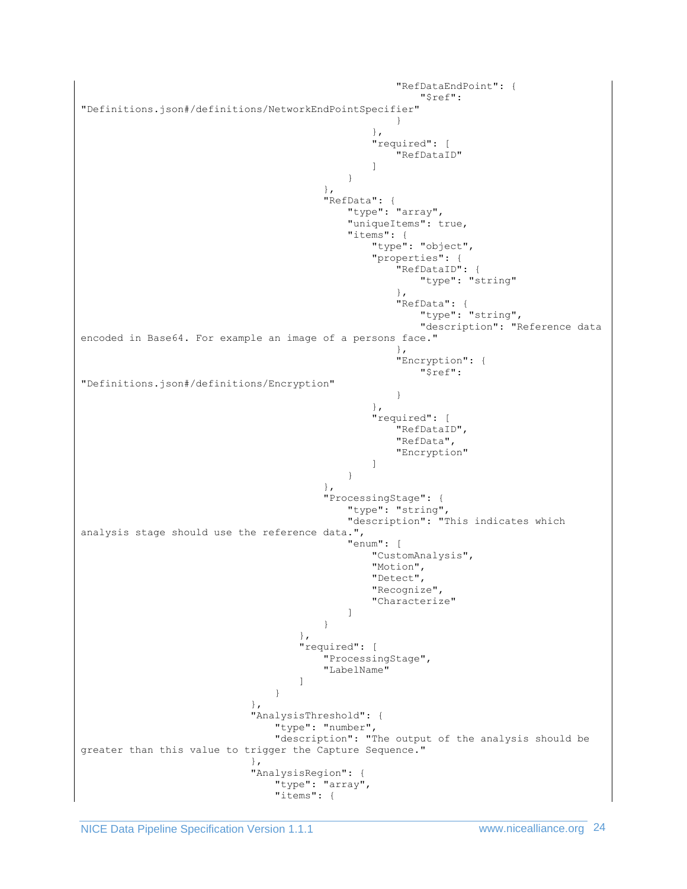```
                                                    "RefDataEndPoint": {
                                                        "$ref":
"Definitions.json#/definitions/NetworkEndPointSpecifier"
                                                    }
                                                },
                                                "required": [
                                                    "RefDataID"
                                                ]
                                            }
                                        },
                                        "RefData": {
                                            "type": "array",
                                            "uniqueItems": true,
                                            "items": {
                                                "type": "object",
                                                "properties": {
                                                    "RefDataID": {
                                                        "type": "string"
                                                    },
                                                    "RefData": {
                                                        "type": "string",
                                                        "description": "Reference data
encoded in Base64. For example an image of a persons face."
                                                    },
                                                    "Encryption": {
                                                        "$ref":
"Definitions.json#/definitions/Encryption"
                                                    }
                                                },
                                                "required": [
                                                    "RefDataID",
                                                    "RefData",
                                                    "Encryption"
                                                ]
                                            }
                                        },
                                        "ProcessingStage": {
                                            "type": "string",
                                            "description": "This indicates which
analysis stage should use the reference data.",
                                            "enum": [
                                                "CustomAnalysis",
                                                "Motion",
                                                "Detect",
                                                "Recognize",
                                                "Characterize"
                                            ]
                                        }
                                    },
                                    "required": [
                                        "ProcessingStage",
                                        "LabelName"
                                    ]
                                }
                            },
                            "AnalysisThreshold": {
                                "type": "number",
                                "description": "The output of the analysis should be
greater than this value to trigger the Capture Sequence."
                            },
                            "AnalysisRegion": {
                                "type": "array",
                                "items": {
```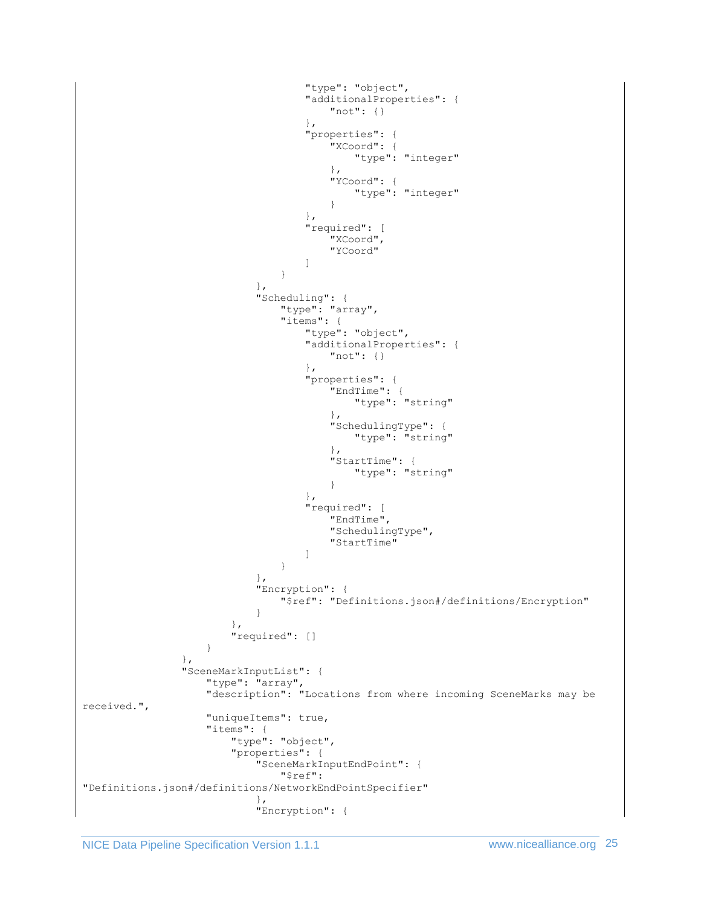```
                                        "type": "object",
                                        "additionalProperties": {
                                            "not": {}
                                        },
                                        "properties": {
                                            "XCoord": {
                                                "type": "integer"
                                            },
                                            "YCoord": {
                                                "type": "integer"
                                            }
                                        },
                                        "required": [
                                            "XCoord",
                                            "YCoord"
                                        ]
                                    }
                                },
                                "Scheduling": {
                                    "type": "array",
                                    "items": {
                                        "type": "object",
                                        "additionalProperties": {
                                            "not": {}
                                        },
                                        "properties": {
                                            "EndTime": {
                                                "type": "string"
                                            },
                                            "SchedulingType": {
                                                "type": "string"
                                            },
                                            "StartTime": {
                                                "type": "string"
                                            }
                                        },
                                        "required": [
                                            "EndTime",
                                            "SchedulingType",
                                            "StartTime"
                                        ]
                                    }
                                },
                                "Encryption": {
                                    "$ref": "Definitions.json#/definitions/Encryption"
                                }
                            },
                            "required": []
                        }
                },
                "SceneMarkInputList": {
                    "type": "array",
                    "description": "Locations from where incoming SceneMarks may be
received.",
                    "uniqueItems": true,
                    "items": {
                        "type": "object",
                        "properties": {
                            "SceneMarkInputEndPoint": {
                                "$ref":
"Definitions.json#/definitions/NetworkEndPointSpecifier"
                            },
                            "Encryption": {
```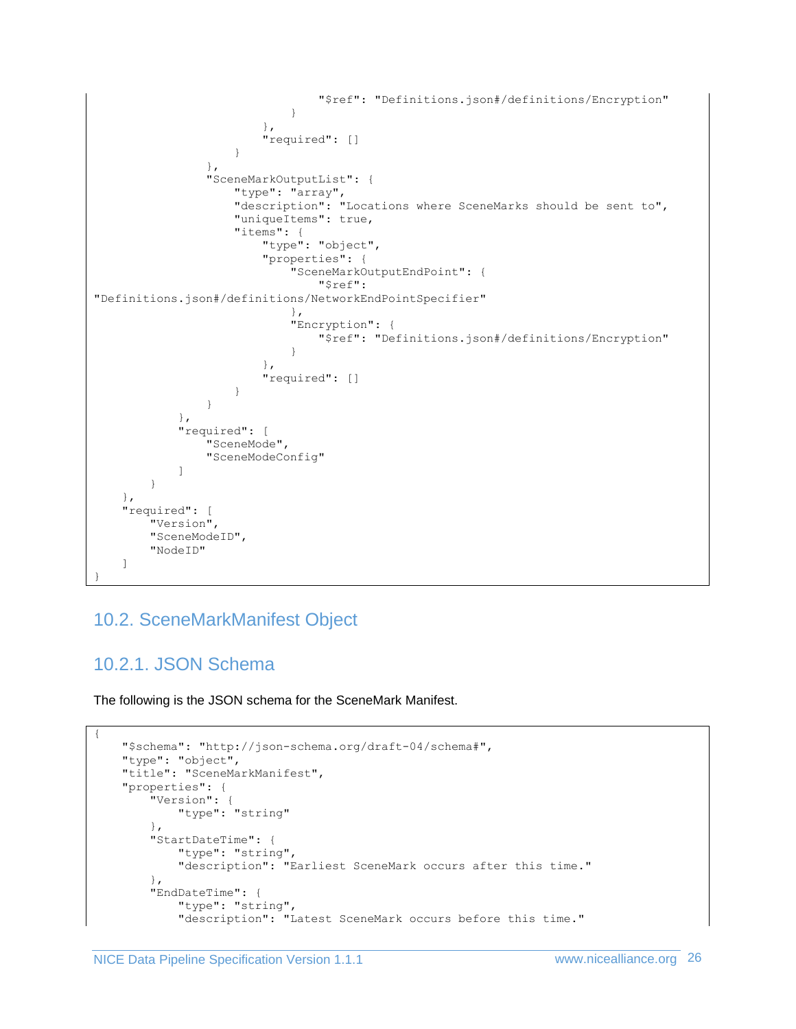```
                                    "$ref": "Definitions.json#/definitions/Encryption"
                                }
                            },
                            "required": []
                        }
                    },
                    "SceneMarkOutputList": {
                        "type": "array",
                        "description": "Locations where SceneMarks should be sent to",
                        "uniqueItems": true,
                        "items": {
                            "type": "object",
                            "properties": {
                                "SceneMarkOutputEndPoint": {
                                    "$ref":
"Definitions.json#/definitions/NetworkEndPointSpecifier"
                                },
                                "Encryption": {
                                    "$ref": "Definitions.json#/definitions/Encryption"
                                }
                            },
                            "required": []
                        }
                    }
                },
                "required": [
                    "SceneMode",
                    "SceneModeConfig"
                ]
            }
        },
        "required": [
            "Version",
            "SceneModeID",
            "NodeID"
        ]
}
```

## 10.2. SceneMarkManifest Object

### 10.2.1. JSON Schema

The following is the JSON schema for the SceneMark Manifest.

```
{
    "$schema": "http://json-schema.org/draft-04/schema#",
    "type": "object",
    "title": "SceneMarkManifest",
    "properties": {
        "Version": {
            "type": "string"
        },
        "StartDateTime": {
            "type": "string",
            "description": "Earliest SceneMark occurs after this time."
        },
        "EndDateTime": {
            "type": "string",
            "description": "Latest SceneMark occurs before this time."
```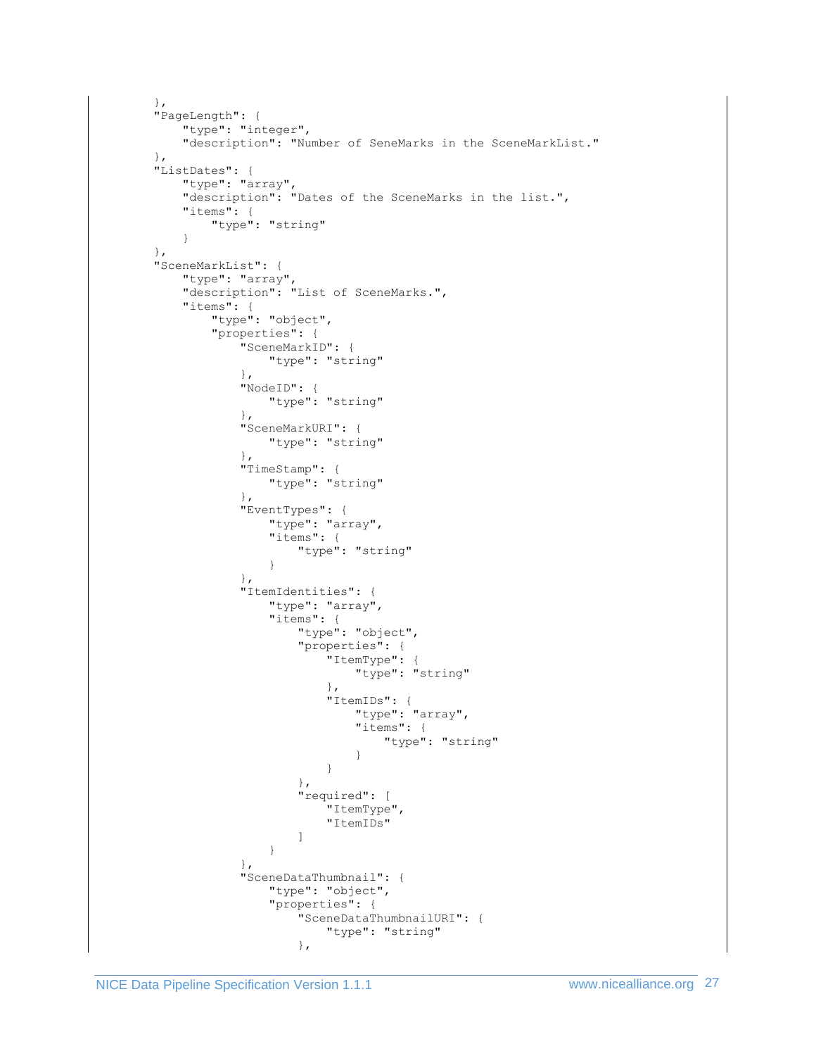```
        },
        "PageLength": {
            "type": "integer",
            "description": "Number of SeneMarks in the SceneMarkList."
        },
        "ListDates": {
            "type": "array",
            "description": "Dates of the SceneMarks in the list.",
            "items": {
                "type": "string"
            }
        },
        "SceneMarkList": {
            "type": "array",
            "description": "List of SceneMarks.",
            "items": {
                "type": "object",
                "properties": {
                    "SceneMarkID": {
                        "type": "string"
                    },
                    "NodeID": {
                        "type": "string"
                    },
                    "SceneMarkURI": {
                        "type": "string"
                    },
                    "TimeStamp": {
                        "type": "string"
                    },
                    "EventTypes": {
                        "type": "array",
                        "items": {
                            "type": "string"
                        }
                    },
                    "ItemIdentities": {
                        "type": "array",
                        "items": {
                            "type": "object",
                            "properties": {
                                "ItemType": {
                                    "type": "string"
                                },
                                "ItemIDs": {
                                    "type": "array",
                                    "items": {
                                        "type": "string"
                                    }
                                }
                            },
                            "required": [
                                "ItemType",
                                "ItemIDs"
                            ]
                        }
                    },
                    "SceneDataThumbnail": {
                        "type": "object",
                        "properties": {
                            "SceneDataThumbnailURI": {
                                "type": "string"
                            },
```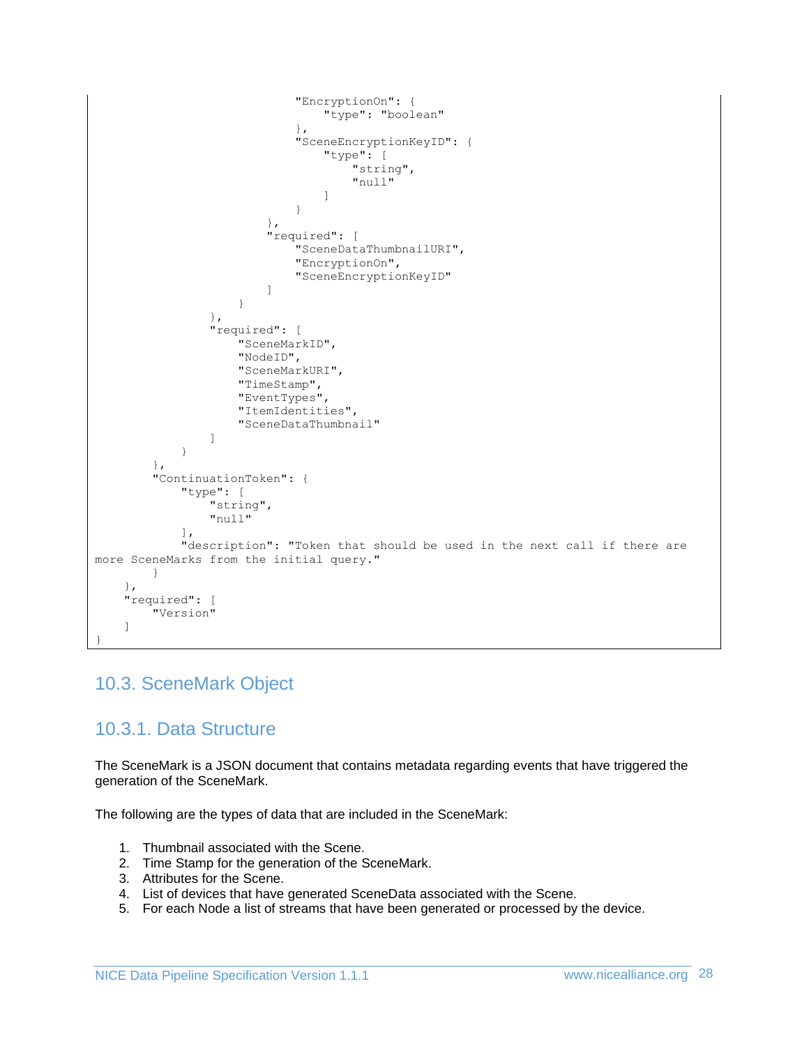```
                            "EncryptionOn": {
                                "type": "boolean"
                            },
                            "SceneEncryptionKeyID": {
                                "type": [
                                    "string",
                                    "null"
                                ]
                            }
                        },
                        "required": [
                            "SceneDataThumbnailURI",
                            "EncryptionOn",
                            "SceneEncryptionKeyID"
                        ]
                    }
                },
                "required": [
                    "SceneMarkID",
                    "NodeID",
                    "SceneMarkURI",
                    "TimeStamp",
                    "EventTypes",
                    "ItemIdentities",
                    "SceneDataThumbnail"
                ]
            }
        },
        "ContinuationToken": {
            "type": [
                "string",
                "null"
            ],
            "description": "Token that should be used in the next call if there are
more SceneMarks from the initial query."
        }
    },
    "required": [
        "Version"
    ]
}
```

## 10.3. SceneMark Object

### 10.3.1. Data Structure

The SceneMark is a JSON document that contains metadata regarding events that have triggered the generation of the SceneMark.

The following are the types of data that are included in the SceneMark:

1. Thumbnail associated with the Scene.
2. Time Stamp for the generation of the SceneMark.
3. Attributes for the Scene.
4. List of devices that have generated SceneData associated with the Scene.
5. For each Node a list of streams that have been generated or processed by the device.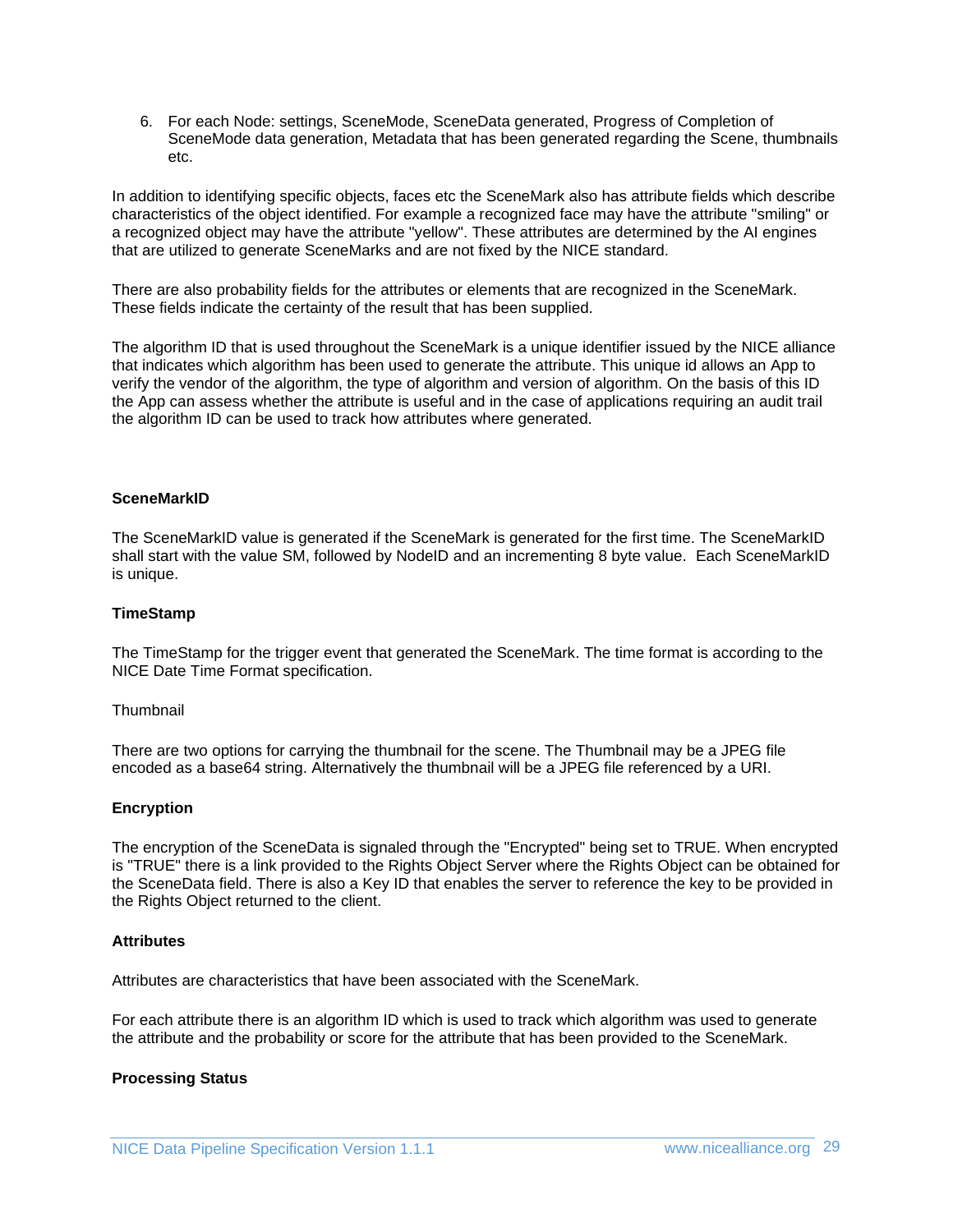6. For each Node: settings, SceneMode, SceneData generated, Progress of Completion of SceneMode data generation, Metadata that has been generated regarding the Scene, thumbnails etc.

In addition to identifying specific objects, faces etc the SceneMark also has attribute fields which describe characteristics of the object identified. For example a recognized face may have the attribute "smiling" or a recognized object may have the attribute "yellow". These attributes are determined by the AI engines that are utilized to generate SceneMarks and are not fixed by the NICE standard.

There are also probability fields for the attributes or elements that are recognized in the SceneMark. These fields indicate the certainty of the result that has been supplied.

The algorithm ID that is used throughout the SceneMark is a unique identifier issued by the NICE alliance that indicates which algorithm has been used to generate the attribute. This unique id allows an App to verify the vendor of the algorithm, the type of algorithm and version of algorithm. On the basis of this ID the App can assess whether the attribute is useful and in the case of applications requiring an audit trail the algorithm ID can be used to track how attributes where generated.

**SceneMarkID**

The SceneMarkID value is generated if the SceneMark is generated for the first time. The SceneMarkID shall start with the value SM, followed by NodeID and an incrementing 8 byte value. Each SceneMarkID is unique.

**TimeStamp**

The TimeStamp for the trigger event that generated the SceneMark. The time format is according to the NICE Date Time Format specification.

Thumbnail

There are two options for carrying the thumbnail for the scene. The Thumbnail may be a JPEG file encoded as a base64 string. Alternatively the thumbnail will be a JPEG file referenced by a URI.

**Encryption**

The encryption of the SceneData is signaled through the "Encrypted" being set to TRUE. When encrypted is "TRUE" there is a link provided to the Rights Object Server where the Rights Object can be obtained for the SceneData field. There is also a Key ID that enables the server to reference the key to be provided in the Rights Object returned to the client.

**Attributes**

Attributes are characteristics that have been associated with the SceneMark.

For each attribute there is an algorithm ID which is used to track which algorithm was used to generate the attribute and the probability or score for the attribute that has been provided to the SceneMark.

**Processing Status**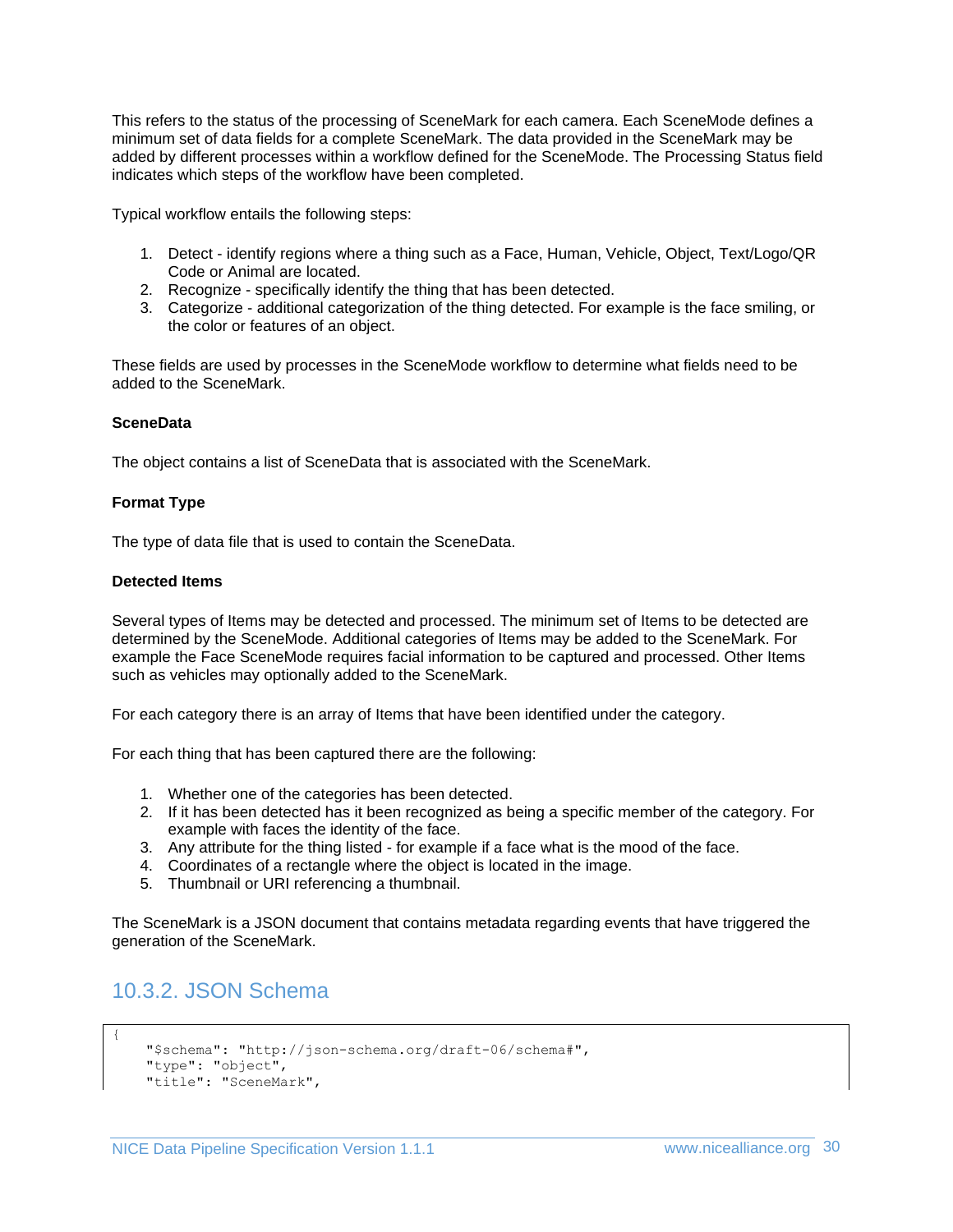This refers to the status of the processing of SceneMark for each camera. Each SceneMode defines a minimum set of data fields for a complete SceneMark. The data provided in the SceneMark may be added by different processes within a workflow defined for the SceneMode. The Processing Status field indicates which steps of the workflow have been completed.

Typical workflow entails the following steps:

1. Detect - identify regions where a thing such as a Face, Human, Vehicle, Object, Text/Logo/QR Code or Animal are located.
2. Recognize - specifically identify the thing that has been detected.
3. Categorize - additional categorization of the thing detected. For example is the face smiling, or the color or features of an object.

These fields are used by processes in the SceneMode workflow to determine what fields need to be added to the SceneMark.

**SceneData**

The object contains a list of SceneData that is associated with the SceneMark.

**Format Type**

The type of data file that is used to contain the SceneData.

**Detected Items**

Several types of Items may be detected and processed. The minimum set of Items to be detected are determined by the SceneMode. Additional categories of Items may be added to the SceneMark. For example the Face SceneMode requires facial information to be captured and processed. Other Items such as vehicles may optionally added to the SceneMark.

For each category there is an array of Items that have been identified under the category.

For each thing that has been captured there are the following:

1. Whether one of the categories has been detected.
2. If it has been detected has it been recognized as being a specific member of the category. For example with faces the identity of the face.
3. Any attribute for the thing listed - for example if a face what is the mood of the face.
4. Coordinates of a rectangle where the object is located in the image.
5. Thumbnail or URI referencing a thumbnail.

The SceneMark is a JSON document that contains metadata regarding events that have triggered the generation of the SceneMark.

## 10.3.2. JSON Schema

```
{
    "$schema": "http://json-schema.org/draft-06/schema#",
    "type": "object",
    "title": "SceneMark",
```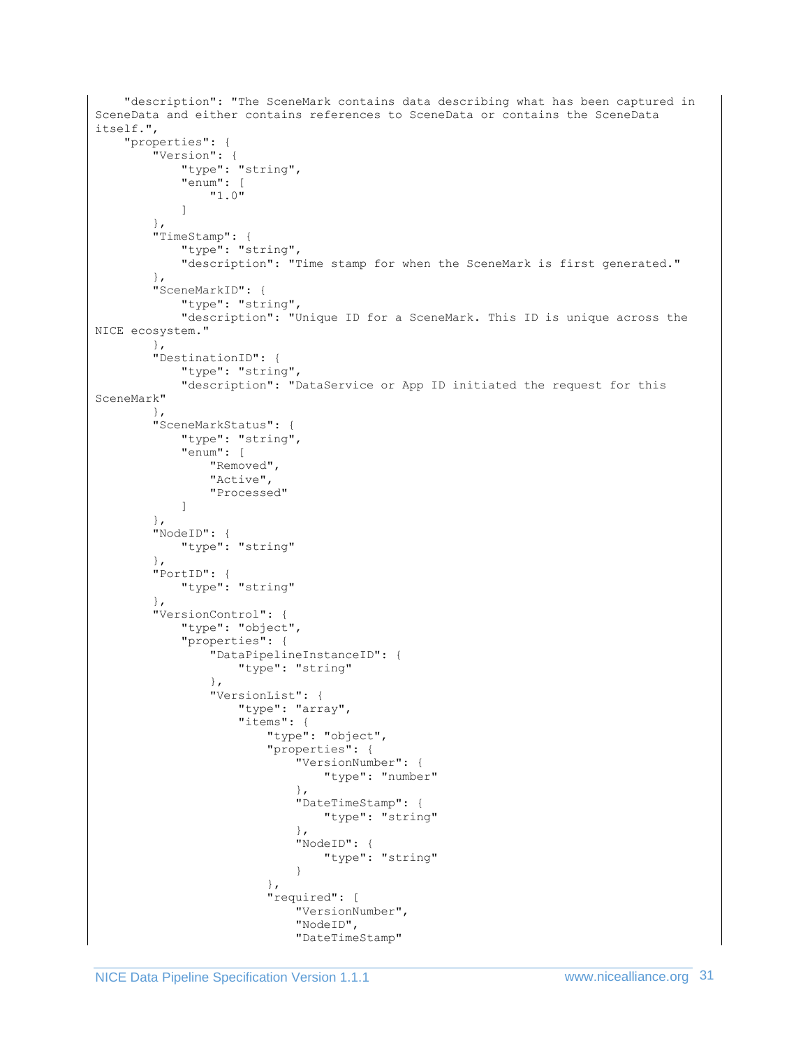```
    "description": "The SceneMark contains data describing what has been captured in
SceneData and either contains references to SceneData or contains the SceneData
itself.",
    "properties": {
        "Version": {
            "type": "string",
            "enum": [
                "1.0"
            ]
        },
        "TimeStamp": {
            "type": "string",
            "description": "Time stamp for when the SceneMark is first generated."
        },
        "SceneMarkID": {
            "type": "string",
            "description": "Unique ID for a SceneMark. This ID is unique across the
NICE ecosystem."
        },
        "DestinationID": {
            "type": "string",
            "description": "DataService or App ID initiated the request for this
SceneMark"
        },
        "SceneMarkStatus": {
            "type": "string",
            "enum": [
                "Removed",
                "Active",
                "Processed"
            ]
        },
        "NodeID": {
            "type": "string"
        },
        "PortID": {
            "type": "string"
        },
        "VersionControl": {
            "type": "object",
            "properties": {
                "DataPipelineInstanceID": {
                    "type": "string"
                },
                "VersionList": {
                    "type": "array",
                    "items": {
                        "type": "object",
                        "properties": {
                            "VersionNumber": {
                                "type": "number"
                            },
                            "DateTimeStamp": {
                                "type": "string"
                            },
                            "NodeID": {
                                "type": "string"
                            }
                        },
                        "required": [
                            "VersionNumber",
                            "NodeID",
                            "DateTimeStamp"
```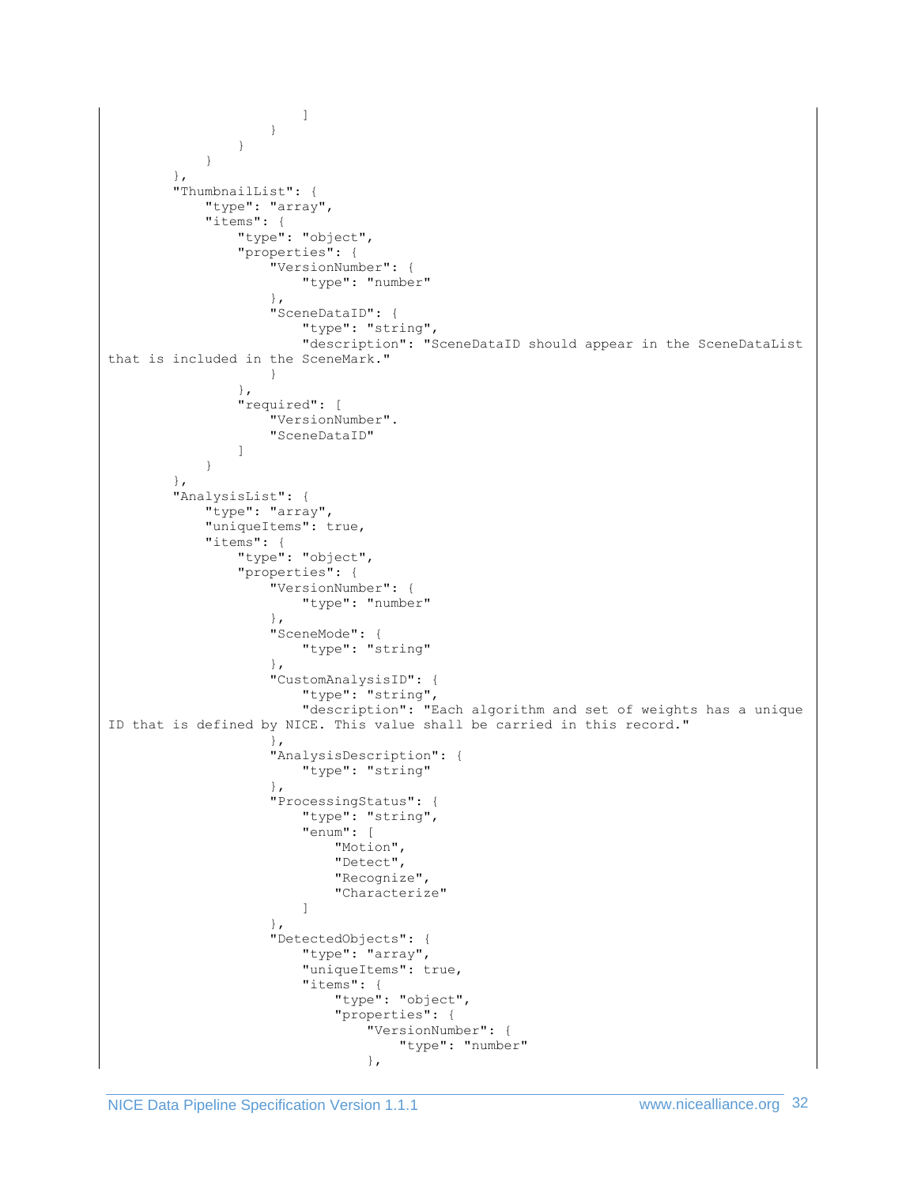```
                        ]
                    }
                }
            }
        },
        "ThumbnailList": {
            "type": "array",
            "items": {
                "type": "object",
                "properties": {
                    "VersionNumber": {
                        "type": "number"
                    },
                    "SceneDataID": {
                        "type": "string",
                        "description": "SceneDataID should appear in the SceneDataList 
that is included in the SceneMark."
                    }
                },
                "required": [
                    "VersionNumber".
                    "SceneDataID"
                ]
            }
        },
        "AnalysisList": {
            "type": "array",
            "uniqueItems": true,
            "items": {
                "type": "object",
                "properties": {
                    "VersionNumber": {
                        "type": "number"
                    },
                    "SceneMode": {
                        "type": "string"
                    },
                    "CustomAnalysisID": {
                        "type": "string",
                        "description": "Each algorithm and set of weights has a unique 
ID that is defined by NICE. This value shall be carried in this record."
                    },
                    "AnalysisDescription": {
                        "type": "string"
                    },
                    "ProcessingStatus": {
                        "type": "string",
                        "enum": [
                            "Motion",
                            "Detect",
                            "Recognize",
                            "Characterize"
                        ]
                    },
                    "DetectedObjects": {
                        "type": "array",
                        "uniqueItems": true,
                        "items": {
                            "type": "object",
                            "properties": {
                                "VersionNumber": {
                                    "type": "number"
                                },
```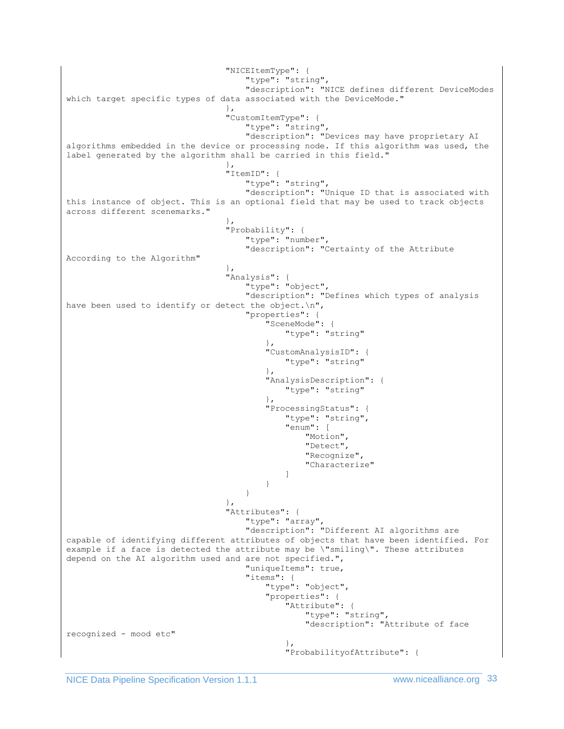```
                                "NICEItemType": {
                                    "type": "string",
                                    "description": "NICE defines different DeviceModes which target specific types of data associated with the DeviceMode."
                                },
                                "CustomItemType": {
                                    "type": "string",
                                    "description": "Devices may have proprietary AI algorithms embedded in the device or processing node. If this algorithm was used, the label generated by the algorithm shall be carried in this field."
                                },
                                "ItemID": {
                                    "type": "string",
                                    "description": "Unique ID that is associated with this instance of object. This is an optional field that may be used to track objects across different scenemarks."
                                },
                                "Probability": {
                                    "type": "number",
                                    "description": "Certainty of the Attribute According to the Algorithm"
                                },
                                "Analysis": {
                                    "type": "object",
                                    "description": "Defines which types of analysis have been used to identify or detect the object.\n",
                                    "properties": {
                                        "SceneMode": {
                                            "type": "string"
                                        },
                                        "CustomAnalysisID": {
                                            "type": "string"
                                        },
                                        "AnalysisDescription": {
                                            "type": "string"
                                        },
                                        "ProcessingStatus": {
                                            "type": "string",
                                            "enum": [
                                                "Motion",
                                                "Detect",
                                                "Recognize",
                                                "Characterize"
                                            ]
                                        }
                                    }
                                },
                                "Attributes": {
                                    "type": "array",
                                    "description": "Different AI algorithms are capable of identifying different attributes of objects that have been identified. For example if a face is detected the attribute may be \"smiling\". These attributes depend on the AI algorithm used and are not specified.",
                                    "uniqueItems": true,
                                    "items": {
                                        "type": "object",
                                        "properties": {
                                            "Attribute": {
                                                "type": "string",
                                                "description": "Attribute of face recognized - mood etc"
                                            },
                                            "ProbabilityofAttribute": {
```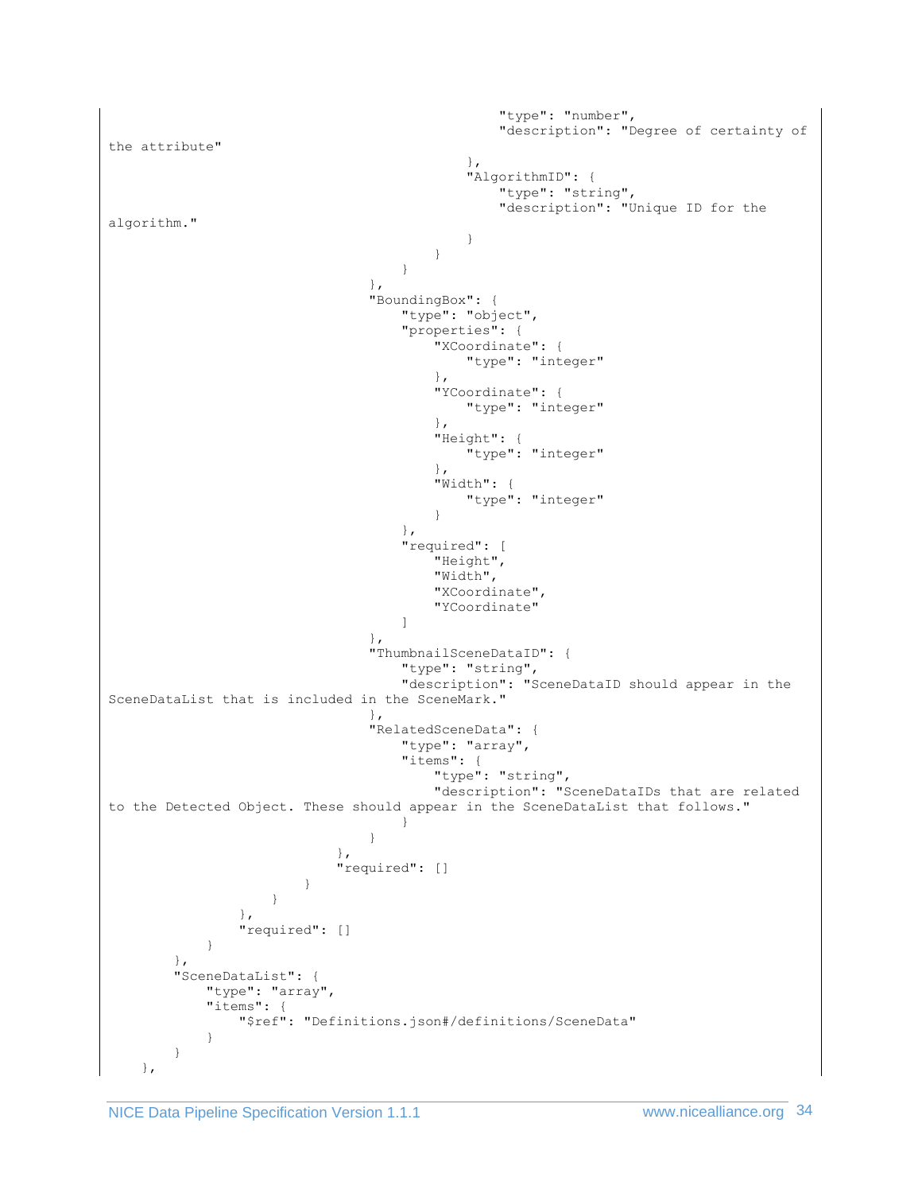```
                                                    "type": "number",
                                                    "description": "Degree of certainty of
the attribute"
                                                },
                                                "AlgorithmID": {
                                                    "type": "string",
                                                    "description": "Unique ID for the
algorithm."
                                                }
                                            }
                                        }
                                    },
                                    "BoundingBox": {
                                        "type": "object",
                                        "properties": {
                                            "XCoordinate": {
                                                "type": "integer"
                                            },
                                            "YCoordinate": {
                                                "type": "integer"
                                            },
                                            "Height": {
                                                "type": "integer"
                                            },
                                            "Width": {
                                                "type": "integer"
                                            }
                                        },
                                        "required": [
                                            "Height",
                                            "Width",
                                            "XCoordinate",
                                            "YCoordinate"
                                        ]
                                    },
                                    "ThumbnailSceneDataID": {
                                        "type": "string",
                                        "description": "SceneDataID should appear in the
SceneDataList that is included in the SceneMark."
                                    },
                                    "RelatedSceneData": {
                                        "type": "array",
                                        "items": {
                                            "type": "string",
                                            "description": "SceneDataIDs that are related
to the Detected Object. These should appear in the SceneDataList that follows."
                                        }
                                    }
                                },
                                "required": []
                            }
                        }
                    },
                    "required": []
                }
            },
            "SceneDataList": {
                "type": "array",
                "items": {
                    "$ref": "Definitions.json#/definitions/SceneData"
                }
            }
    },
```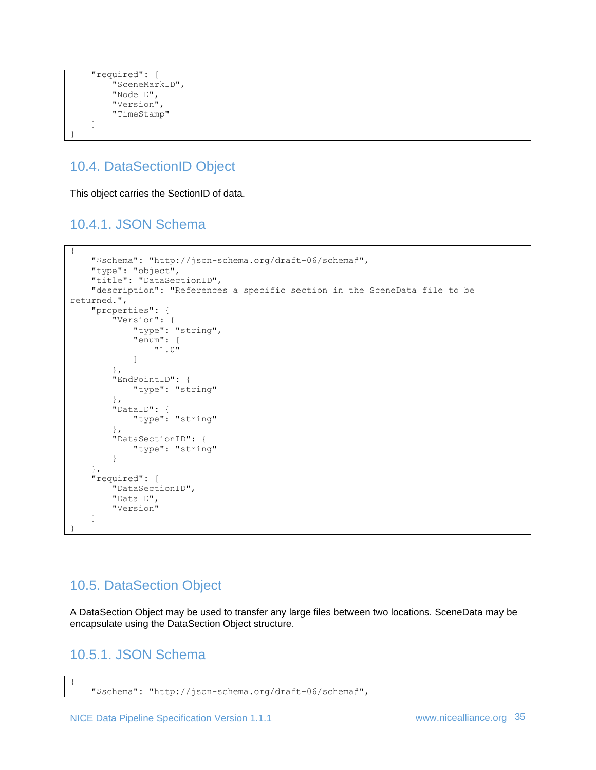```
    "required": [
        "SceneMarkID",
        "NodeID",
        "Version",
        "TimeStamp"
    ]
}
```

## 10.4. DataSectionID Object

This object carries the SectionID of data.

### 10.4.1. JSON Schema

```
{
    "$schema": "http://json-schema.org/draft-06/schema#",
    "type": "object",
    "title": "DataSectionID",
    "description": "References a specific section in the SceneData file to be 
returned.",
    "properties": {
        "Version": {
            "type": "string",
            "enum": [
                "1.0"
            ]
        },
        "EndPointID": {
            "type": "string"
        },
        "DataID": {
            "type": "string"
        },
        "DataSectionID": {
            "type": "string"
        }
    },
    "required": [
        "DataSectionID",
        "DataID",
        "Version"
    ]
}
```

## 10.5. DataSection Object

A DataSection Object may be used to transfer any large files between two locations. SceneData may be encapsulate using the DataSection Object structure.

### 10.5.1. JSON Schema

```
{
    "$schema": "http://json-schema.org/draft-06/schema#",
```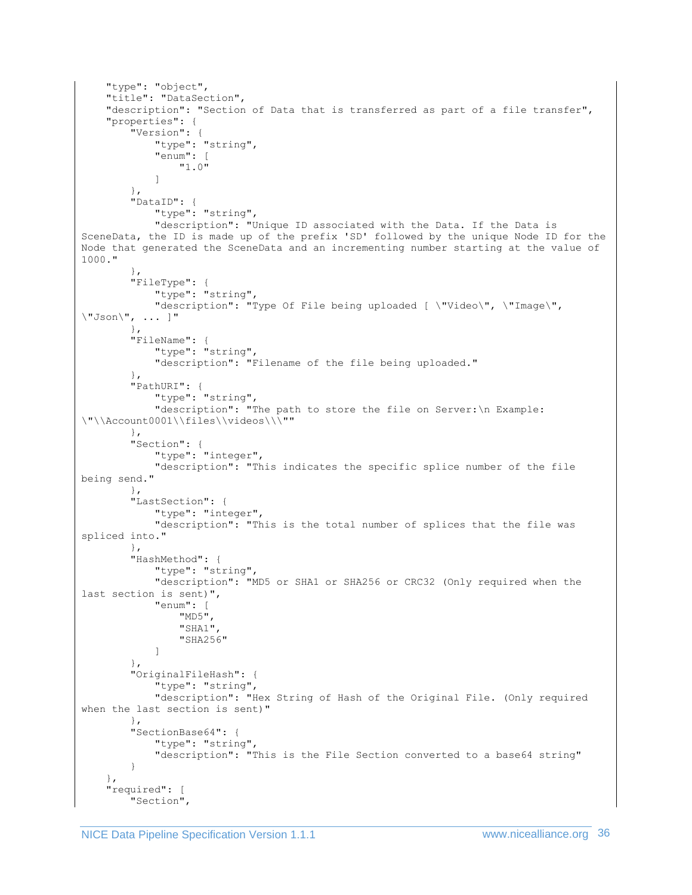```
    "type": "object",
    "title": "DataSection",
    "description": "Section of Data that is transferred as part of a file transfer",
    "properties": {
        "Version": {
            "type": "string",
            "enum": [
                "1.0"
            ]
        },
        "DataID": {
            "type": "string",
            "description": "Unique ID associated with the Data. If the Data is
SceneData, the ID is made up of the prefix 'SD' followed by the unique Node ID for the
Node that generated the SceneData and an incrementing number starting at the value of
1000."
        },
        "FileType": {
            "type": "string",
            "description": "Type Of File being uploaded [ \"Video\", \"Image\",
\"Json\", ... ]"
        },
        "FileName": {
            "type": "string",
            "description": "Filename of the file being uploaded."
        },
        "PathURI": {
            "type": "string",
            "description": "The path to store the file on Server:\n Example:
\"\\Account0001\\files\\videos\\\""
        },
        "Section": {
            "type": "integer",
            "description": "This indicates the specific splice number of the file
being send."
        },
        "LastSection": {
            "type": "integer",
            "description": "This is the total number of splices that the file was
spliced into."
        },
        "HashMethod": {
            "type": "string",
            "description": "MD5 or SHA1 or SHA256 or CRC32 (Only required when the
last section is sent)",
            "enum": [
                "MD5",
                "SHA1",
                "SHA256"
            ]
        },
        "OriginalFileHash": {
            "type": "string",
            "description": "Hex String of Hash of the Original File. (Only required
when the last section is sent)"
        },
        "SectionBase64": {
            "type": "string",
            "description": "This is the File Section converted to a base64 string"
        }
    },
    "required": [
        "Section",
```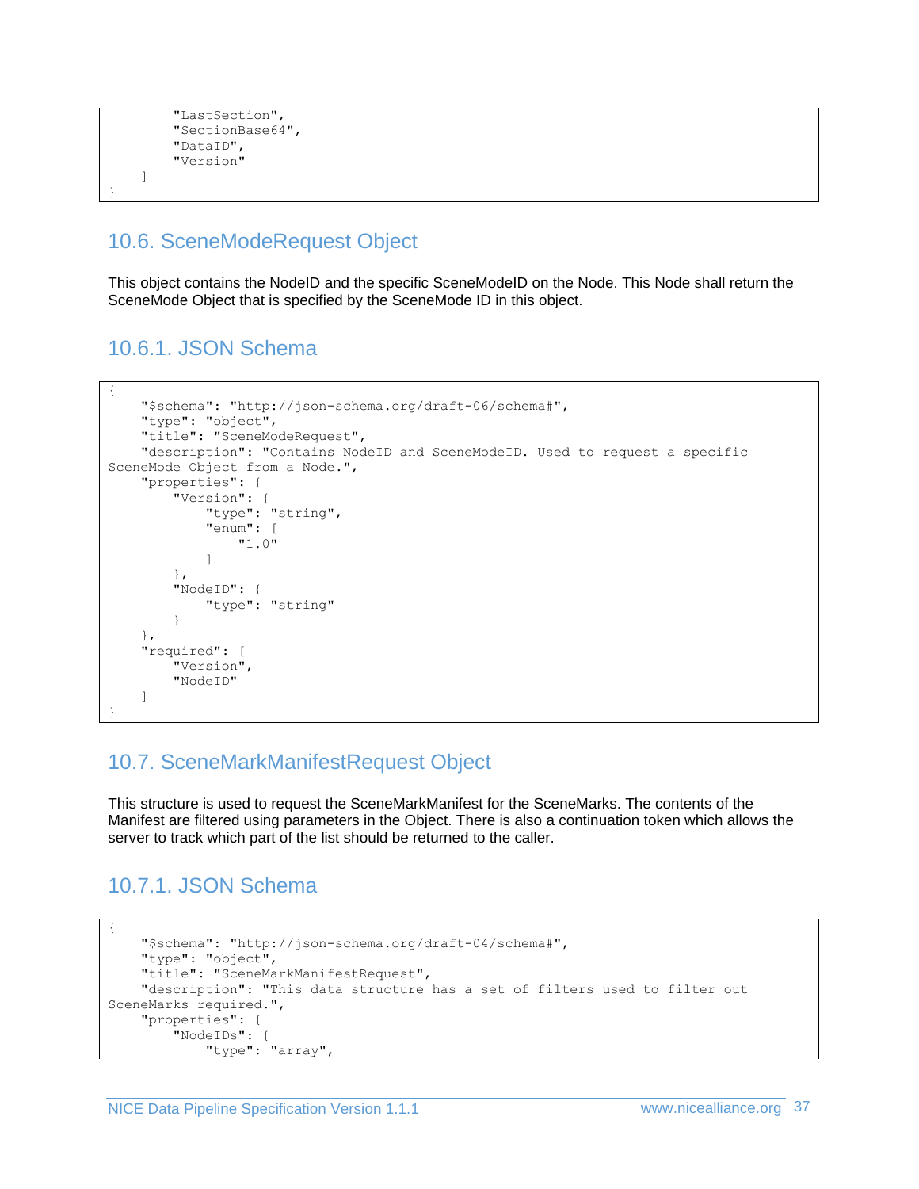```
        "LastSection",
        "SectionBase64",
        "DataID",
        "Version"
    ]
}
```

## 10.6. SceneModeRequest Object

This object contains the NodeID and the specific SceneModeID on the Node. This Node shall return the SceneMode Object that is specified by the SceneMode ID in this object.

### 10.6.1. JSON Schema

```
{
    "$schema": "http://json-schema.org/draft-06/schema#",
    "type": "object",
    "title": "SceneModeRequest",
    "description": "Contains NodeID and SceneModeID. Used to request a specific 
SceneMode Object from a Node.",
    "properties": {
        "Version": {
            "type": "string",
            "enum": [
                "1.0"
            ]
        },
        "NodeID": {
            "type": "string"
        }
    },
    "required": [
        "Version",
        "NodeID"
    ]
}
```

## 10.7. SceneMarkManifestRequest Object

This structure is used to request the SceneMarkManifest for the SceneMarks. The contents of the Manifest are filtered using parameters in the Object. There is also a continuation token which allows the server to track which part of the list should be returned to the caller.

### 10.7.1. JSON Schema

```
{
    "$schema": "http://json-schema.org/draft-04/schema#",
    "type": "object",
    "title": "SceneMarkManifestRequest",
    "description": "This data structure has a set of filters used to filter out 
SceneMarks required.",
    "properties": {
        "NodeIDs": {
            "type": "array",
```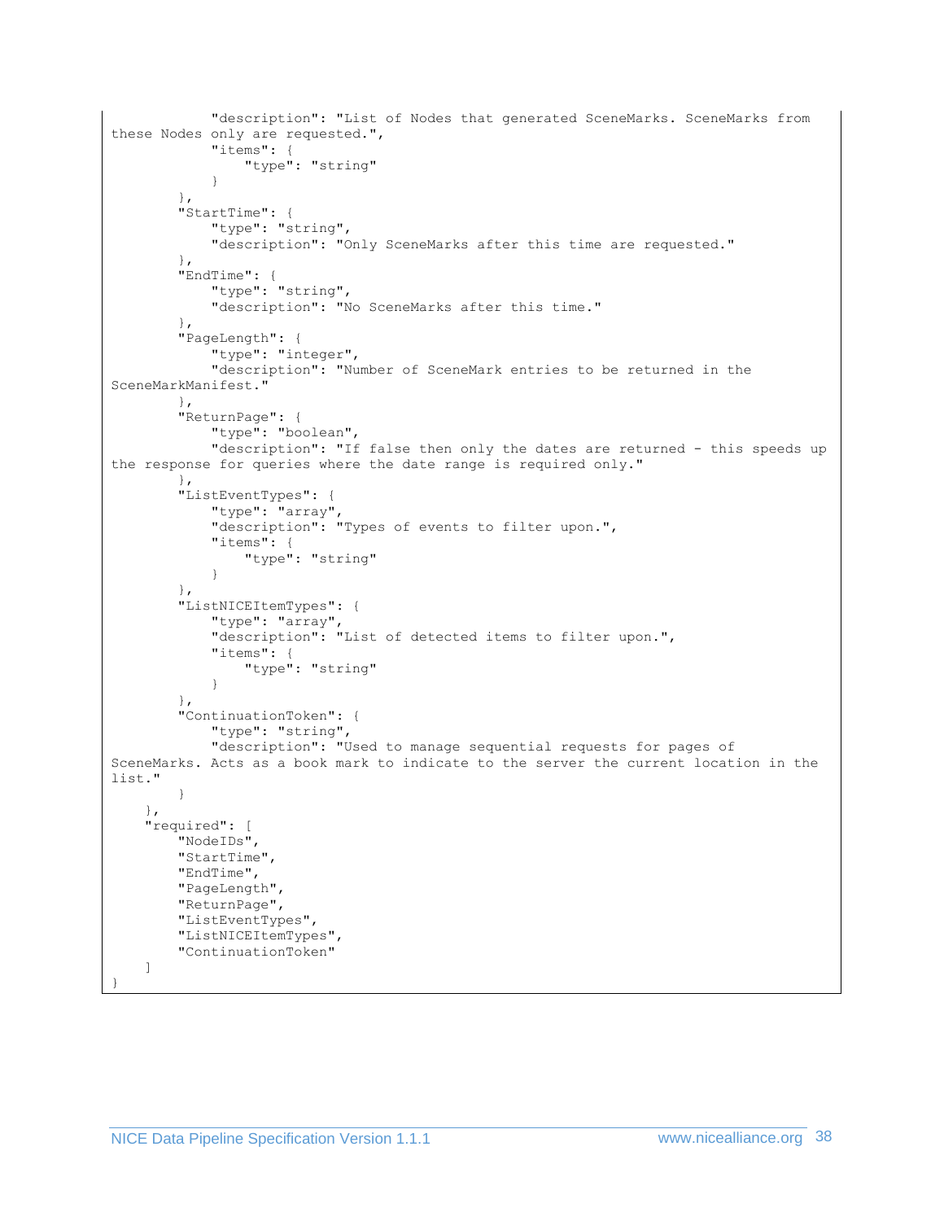```
            "description": "List of Nodes that generated SceneMarks. SceneMarks from
these Nodes only are requested.",
            "items": {
                "type": "string"
            }
        },
        "StartTime": {
            "type": "string",
            "description": "Only SceneMarks after this time are requested."
        },
        "EndTime": {
            "type": "string",
            "description": "No SceneMarks after this time."
        },
        "PageLength": {
            "type": "integer",
            "description": "Number of SceneMark entries to be returned in the
SceneMarkManifest."
        },
        "ReturnPage": {
            "type": "boolean",
            "description": "If false then only the dates are returned - this speeds up
the response for queries where the date range is required only."
        },
        "ListEventTypes": {
            "type": "array",
            "description": "Types of events to filter upon.",
            "items": {
                "type": "string"
            }
        },
        "ListNICEItemTypes": {
            "type": "array",
            "description": "List of detected items to filter upon.",
            "items": {
                "type": "string"
            }
        },
        "ContinuationToken": {
            "type": "string",
            "description": "Used to manage sequential requests for pages of
SceneMarks. Acts as a book mark to indicate to the server the current location in the
list."
        }
    },
    "required": [
        "NodeIDs",
        "StartTime",
        "EndTime",
        "PageLength",
        "ReturnPage",
        "ListEventTypes",
        "ListNICEItemTypes",
        "ContinuationToken"
    ]
}
```